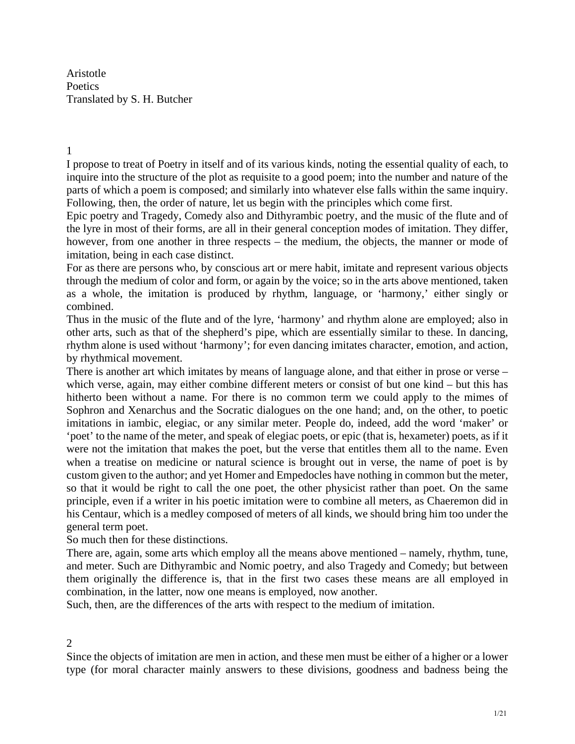Aristotle
Poetics
Translated by S. H. Butcher

## 1

I propose to treat of Poetry in itself and of its various kinds, noting the essential quality of each, to inquire into the structure of the plot as requisite to a good poem; into the number and nature of the parts of which a poem is composed; and similarly into whatever else falls within the same inquiry. Following, then, the order of nature, let us begin with the principles which come first.

Epic poetry and Tragedy, Comedy also and Dithyrambic poetry, and the music of the flute and of the lyre in most of their forms, are all in their general conception modes of imitation. They differ, however, from one another in three respects – the medium, the objects, the manner or mode of imitation, being in each case distinct.

For as there are persons who, by conscious art or mere habit, imitate and represent various objects through the medium of color and form, or again by the voice; so in the arts above mentioned, taken as a whole, the imitation is produced by rhythm, language, or 'harmony,' either singly or combined.

Thus in the music of the flute and of the lyre, 'harmony' and rhythm alone are employed; also in other arts, such as that of the shepherd's pipe, which are essentially similar to these. In dancing, rhythm alone is used without 'harmony'; for even dancing imitates character, emotion, and action, by rhythmical movement.

There is another art which imitates by means of language alone, and that either in prose or verse – which verse, again, may either combine different meters or consist of but one kind – but this has hitherto been without a name. For there is no common term we could apply to the mimes of Sophron and Xenarchus and the Socratic dialogues on the one hand; and, on the other, to poetic imitations in iambic, elegiac, or any similar meter. People do, indeed, add the word 'maker' or 'poet' to the name of the meter, and speak of elegiac poets, or epic (that is, hexameter) poets, as if it were not the imitation that makes the poet, but the verse that entitles them all to the name. Even when a treatise on medicine or natural science is brought out in verse, the name of poet is by custom given to the author; and yet Homer and Empedocles have nothing in common but the meter, so that it would be right to call the one poet, the other physicist rather than poet. On the same principle, even if a writer in his poetic imitation were to combine all meters, as Chaeremon did in his Centaur, which is a medley composed of meters of all kinds, we should bring him too under the general term poet.

So much then for these distinctions.

There are, again, some arts which employ all the means above mentioned – namely, rhythm, tune, and meter. Such are Dithyrambic and Nomic poetry, and also Tragedy and Comedy; but between them originally the difference is, that in the first two cases these means are all employed in combination, in the latter, now one means is employed, now another.

Such, then, are the differences of the arts with respect to the medium of imitation.

## 2

Since the objects of imitation are men in action, and these men must be either of a higher or a lower type (for moral character mainly answers to these divisions, goodness and badness being the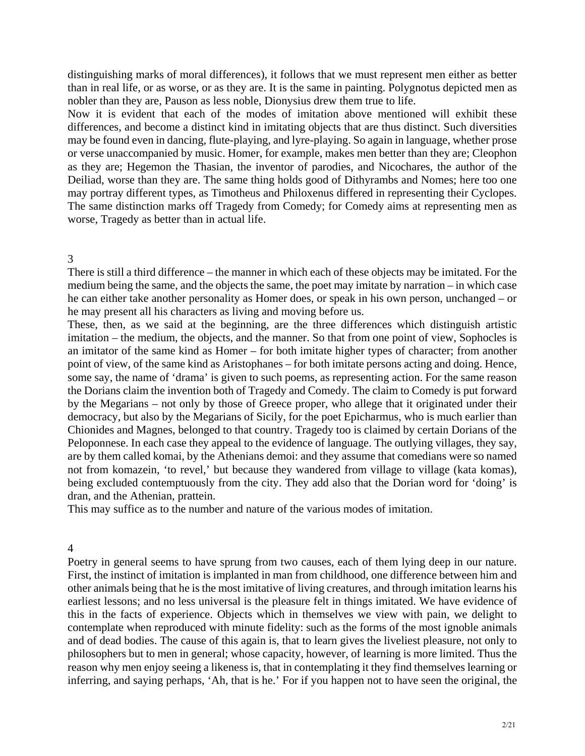distinguishing marks of moral differences), it follows that we must represent men either as better than in real life, or as worse, or as they are. It is the same in painting. Polygnotus depicted men as nobler than they are, Pauson as less noble, Dionysius drew them true to life.

Now it is evident that each of the modes of imitation above mentioned will exhibit these differences, and become a distinct kind in imitating objects that are thus distinct. Such diversities may be found even in dancing, flute-playing, and lyre-playing. So again in language, whether prose or verse unaccompanied by music. Homer, for example, makes men better than they are; Cleophon as they are; Hegemon the Thasian, the inventor of parodies, and Nicochares, the author of the Deiliad, worse than they are. The same thing holds good of Dithyrambs and Nomes; here too one may portray different types, as Timotheus and Philoxenus differed in representing their Cyclopes. The same distinction marks off Tragedy from Comedy; for Comedy aims at representing men as worse, Tragedy as better than in actual life.

## 3

There is still a third difference – the manner in which each of these objects may be imitated. For the medium being the same, and the objects the same, the poet may imitate by narration – in which case he can either take another personality as Homer does, or speak in his own person, unchanged – or he may present all his characters as living and moving before us.

These, then, as we said at the beginning, are the three differences which distinguish artistic imitation – the medium, the objects, and the manner. So that from one point of view, Sophocles is an imitator of the same kind as Homer – for both imitate higher types of character; from another point of view, of the same kind as Aristophanes – for both imitate persons acting and doing. Hence, some say, the name of 'drama' is given to such poems, as representing action. For the same reason the Dorians claim the invention both of Tragedy and Comedy. The claim to Comedy is put forward by the Megarians – not only by those of Greece proper, who allege that it originated under their democracy, but also by the Megarians of Sicily, for the poet Epicharmus, who is much earlier than Chionides and Magnes, belonged to that country. Tragedy too is claimed by certain Dorians of the Peloponnese. In each case they appeal to the evidence of language. The outlying villages, they say, are by them called komai, by the Athenians demoi: and they assume that comedians were so named not from komazein, 'to revel,' but because they wandered from village to village (kata komas), being excluded contemptuously from the city. They add also that the Dorian word for 'doing' is dran, and the Athenian, prattein.

This may suffice as to the number and nature of the various modes of imitation.

## 4

Poetry in general seems to have sprung from two causes, each of them lying deep in our nature. First, the instinct of imitation is implanted in man from childhood, one difference between him and other animals being that he is the most imitative of living creatures, and through imitation learns his earliest lessons; and no less universal is the pleasure felt in things imitated. We have evidence of this in the facts of experience. Objects which in themselves we view with pain, we delight to contemplate when reproduced with minute fidelity: such as the forms of the most ignoble animals and of dead bodies. The cause of this again is, that to learn gives the liveliest pleasure, not only to philosophers but to men in general; whose capacity, however, of learning is more limited. Thus the reason why men enjoy seeing a likeness is, that in contemplating it they find themselves learning or inferring, and saying perhaps, 'Ah, that is he.' For if you happen not to have seen the original, the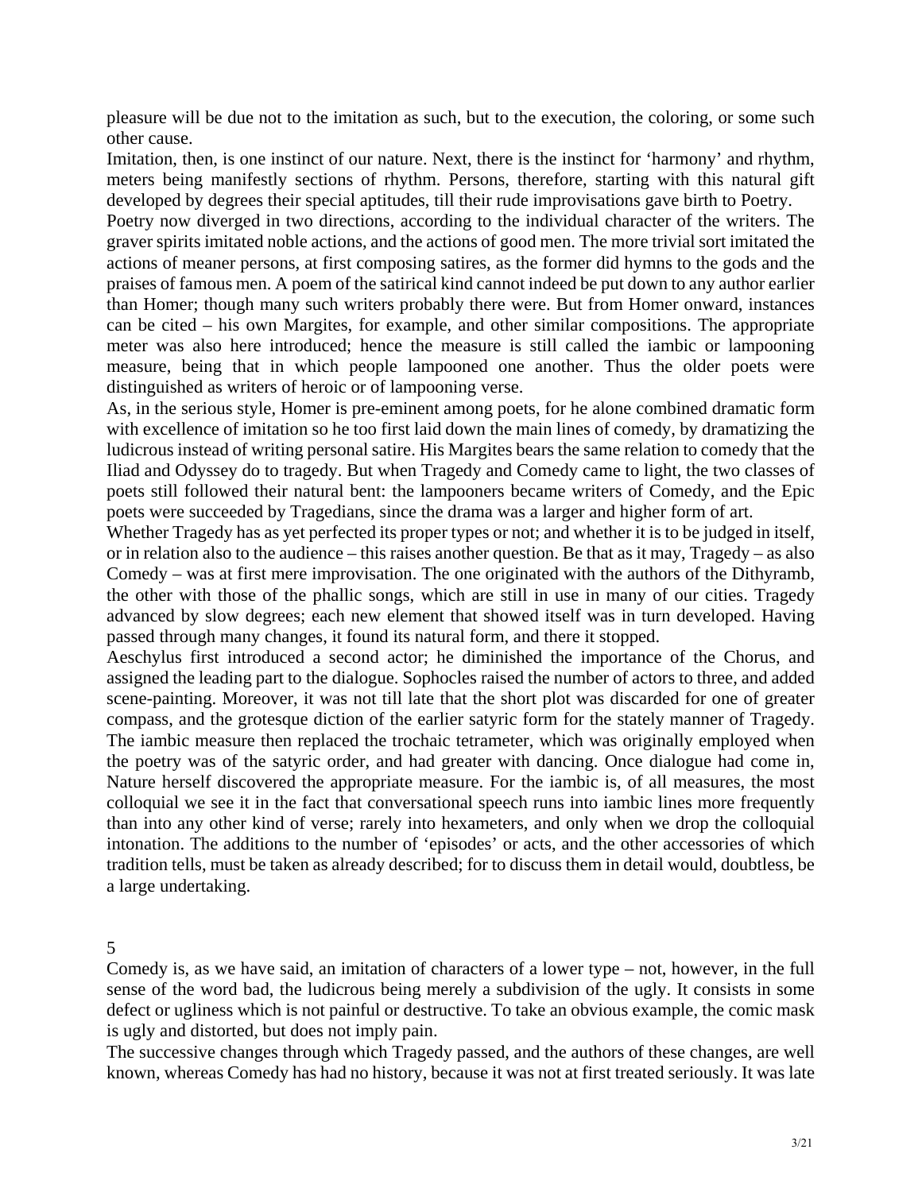pleasure will be due not to the imitation as such, but to the execution, the coloring, or some such other cause.

Imitation, then, is one instinct of our nature. Next, there is the instinct for 'harmony' and rhythm, meters being manifestly sections of rhythm. Persons, therefore, starting with this natural gift developed by degrees their special aptitudes, till their rude improvisations gave birth to Poetry.

Poetry now diverged in two directions, according to the individual character of the writers. The graver spirits imitated noble actions, and the actions of good men. The more trivial sort imitated the actions of meaner persons, at first composing satires, as the former did hymns to the gods and the praises of famous men. A poem of the satirical kind cannot indeed be put down to any author earlier than Homer; though many such writers probably there were. But from Homer onward, instances can be cited – his own Margites, for example, and other similar compositions. The appropriate meter was also here introduced; hence the measure is still called the iambic or lampooning measure, being that in which people lampooned one another. Thus the older poets were distinguished as writers of heroic or of lampooning verse.

As, in the serious style, Homer is pre-eminent among poets, for he alone combined dramatic form with excellence of imitation so he too first laid down the main lines of comedy, by dramatizing the ludicrous instead of writing personal satire. His Margites bears the same relation to comedy that the Iliad and Odyssey do to tragedy. But when Tragedy and Comedy came to light, the two classes of poets still followed their natural bent: the lampooners became writers of Comedy, and the Epic poets were succeeded by Tragedians, since the drama was a larger and higher form of art.

Whether Tragedy has as yet perfected its proper types or not; and whether it is to be judged in itself, or in relation also to the audience – this raises another question. Be that as it may, Tragedy – as also Comedy – was at first mere improvisation. The one originated with the authors of the Dithyramb, the other with those of the phallic songs, which are still in use in many of our cities. Tragedy advanced by slow degrees; each new element that showed itself was in turn developed. Having passed through many changes, it found its natural form, and there it stopped.

Aeschylus first introduced a second actor; he diminished the importance of the Chorus, and assigned the leading part to the dialogue. Sophocles raised the number of actors to three, and added scene-painting. Moreover, it was not till late that the short plot was discarded for one of greater compass, and the grotesque diction of the earlier satyric form for the stately manner of Tragedy. The iambic measure then replaced the trochaic tetrameter, which was originally employed when the poetry was of the satyric order, and had greater with dancing. Once dialogue had come in, Nature herself discovered the appropriate measure. For the iambic is, of all measures, the most colloquial we see it in the fact that conversational speech runs into iambic lines more frequently than into any other kind of verse; rarely into hexameters, and only when we drop the colloquial intonation. The additions to the number of 'episodes' or acts, and the other accessories of which tradition tells, must be taken as already described; for to discuss them in detail would, doubtless, be a large undertaking.

## 5

Comedy is, as we have said, an imitation of characters of a lower type – not, however, in the full sense of the word bad, the ludicrous being merely a subdivision of the ugly. It consists in some defect or ugliness which is not painful or destructive. To take an obvious example, the comic mask is ugly and distorted, but does not imply pain.

The successive changes through which Tragedy passed, and the authors of these changes, are well known, whereas Comedy has had no history, because it was not at first treated seriously. It was late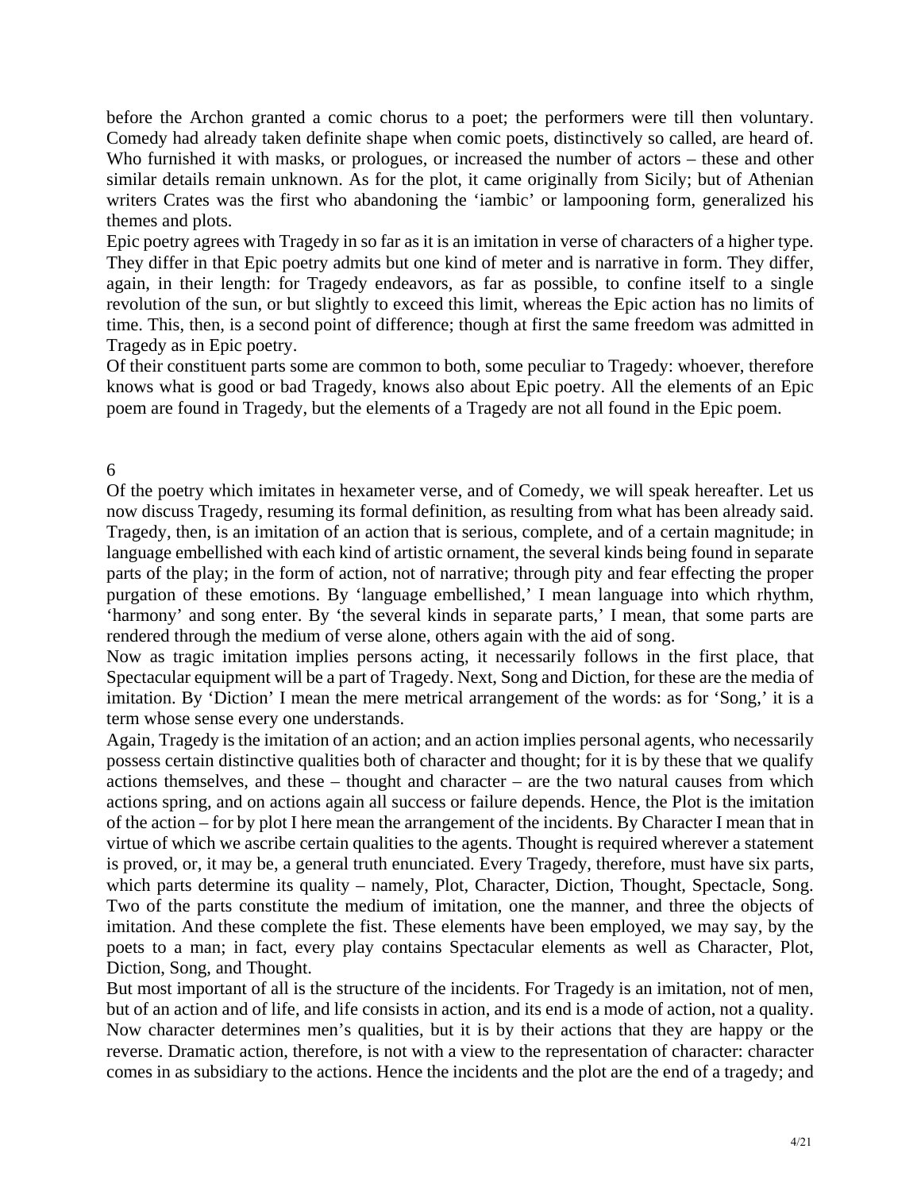before the Archon granted a comic chorus to a poet; the performers were till then voluntary. Comedy had already taken definite shape when comic poets, distinctively so called, are heard of. Who furnished it with masks, or prologues, or increased the number of actors – these and other similar details remain unknown. As for the plot, it came originally from Sicily; but of Athenian writers Crates was the first who abandoning the 'iambic' or lampooning form, generalized his themes and plots.

Epic poetry agrees with Tragedy in so far as it is an imitation in verse of characters of a higher type. They differ in that Epic poetry admits but one kind of meter and is narrative in form. They differ, again, in their length: for Tragedy endeavors, as far as possible, to confine itself to a single revolution of the sun, or but slightly to exceed this limit, whereas the Epic action has no limits of time. This, then, is a second point of difference; though at first the same freedom was admitted in Tragedy as in Epic poetry.

Of their constituent parts some are common to both, some peculiar to Tragedy: whoever, therefore knows what is good or bad Tragedy, knows also about Epic poetry. All the elements of an Epic poem are found in Tragedy, but the elements of a Tragedy are not all found in the Epic poem.

## 6

Of the poetry which imitates in hexameter verse, and of Comedy, we will speak hereafter. Let us now discuss Tragedy, resuming its formal definition, as resulting from what has been already said. Tragedy, then, is an imitation of an action that is serious, complete, and of a certain magnitude; in language embellished with each kind of artistic ornament, the several kinds being found in separate parts of the play; in the form of action, not of narrative; through pity and fear effecting the proper purgation of these emotions. By 'language embellished,' I mean language into which rhythm, 'harmony' and song enter. By 'the several kinds in separate parts,' I mean, that some parts are rendered through the medium of verse alone, others again with the aid of song.

Now as tragic imitation implies persons acting, it necessarily follows in the first place, that Spectacular equipment will be a part of Tragedy. Next, Song and Diction, for these are the media of imitation. By 'Diction' I mean the mere metrical arrangement of the words: as for 'Song,' it is a term whose sense every one understands.

Again, Tragedy is the imitation of an action; and an action implies personal agents, who necessarily possess certain distinctive qualities both of character and thought; for it is by these that we qualify actions themselves, and these – thought and character – are the two natural causes from which actions spring, and on actions again all success or failure depends. Hence, the Plot is the imitation of the action – for by plot I here mean the arrangement of the incidents. By Character I mean that in virtue of which we ascribe certain qualities to the agents. Thought is required wherever a statement is proved, or, it may be, a general truth enunciated. Every Tragedy, therefore, must have six parts, which parts determine its quality – namely, Plot, Character, Diction, Thought, Spectacle, Song. Two of the parts constitute the medium of imitation, one the manner, and three the objects of imitation. And these complete the fist. These elements have been employed, we may say, by the poets to a man; in fact, every play contains Spectacular elements as well as Character, Plot, Diction, Song, and Thought.

But most important of all is the structure of the incidents. For Tragedy is an imitation, not of men, but of an action and of life, and life consists in action, and its end is a mode of action, not a quality. Now character determines men's qualities, but it is by their actions that they are happy or the reverse. Dramatic action, therefore, is not with a view to the representation of character: character comes in as subsidiary to the actions. Hence the incidents and the plot are the end of a tragedy; and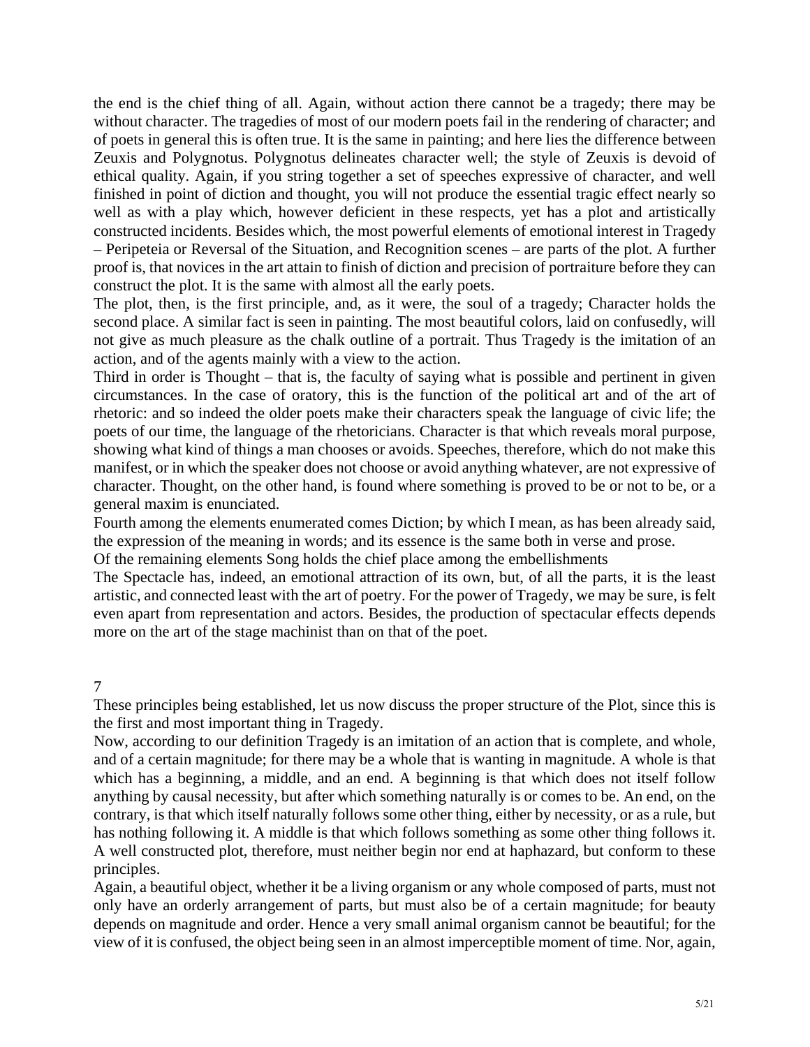the end is the chief thing of all. Again, without action there cannot be a tragedy; there may be without character. The tragedies of most of our modern poets fail in the rendering of character; and of poets in general this is often true. It is the same in painting; and here lies the difference between Zeuxis and Polygnotus. Polygnotus delineates character well; the style of Zeuxis is devoid of ethical quality. Again, if you string together a set of speeches expressive of character, and well finished in point of diction and thought, you will not produce the essential tragic effect nearly so well as with a play which, however deficient in these respects, yet has a plot and artistically constructed incidents. Besides which, the most powerful elements of emotional interest in Tragedy – Peripeteia or Reversal of the Situation, and Recognition scenes – are parts of the plot. A further proof is, that novices in the art attain to finish of diction and precision of portraiture before they can construct the plot. It is the same with almost all the early poets.

The plot, then, is the first principle, and, as it were, the soul of a tragedy; Character holds the second place. A similar fact is seen in painting. The most beautiful colors, laid on confusedly, will not give as much pleasure as the chalk outline of a portrait. Thus Tragedy is the imitation of an action, and of the agents mainly with a view to the action.

Third in order is Thought – that is, the faculty of saying what is possible and pertinent in given circumstances. In the case of oratory, this is the function of the political art and of the art of rhetoric: and so indeed the older poets make their characters speak the language of civic life; the poets of our time, the language of the rhetoricians. Character is that which reveals moral purpose, showing what kind of things a man chooses or avoids. Speeches, therefore, which do not make this manifest, or in which the speaker does not choose or avoid anything whatever, are not expressive of character. Thought, on the other hand, is found where something is proved to be or not to be, or a general maxim is enunciated.

Fourth among the elements enumerated comes Diction; by which I mean, as has been already said, the expression of the meaning in words; and its essence is the same both in verse and prose.

Of the remaining elements Song holds the chief place among the embellishments

The Spectacle has, indeed, an emotional attraction of its own, but, of all the parts, it is the least artistic, and connected least with the art of poetry. For the power of Tragedy, we may be sure, is felt even apart from representation and actors. Besides, the production of spectacular effects depends more on the art of the stage machinist than on that of the poet.

## 7

These principles being established, let us now discuss the proper structure of the Plot, since this is the first and most important thing in Tragedy.

Now, according to our definition Tragedy is an imitation of an action that is complete, and whole, and of a certain magnitude; for there may be a whole that is wanting in magnitude. A whole is that which has a beginning, a middle, and an end. A beginning is that which does not itself follow anything by causal necessity, but after which something naturally is or comes to be. An end, on the contrary, is that which itself naturally follows some other thing, either by necessity, or as a rule, but has nothing following it. A middle is that which follows something as some other thing follows it. A well constructed plot, therefore, must neither begin nor end at haphazard, but conform to these principles.

Again, a beautiful object, whether it be a living organism or any whole composed of parts, must not only have an orderly arrangement of parts, but must also be of a certain magnitude; for beauty depends on magnitude and order. Hence a very small animal organism cannot be beautiful; for the view of it is confused, the object being seen in an almost imperceptible moment of time. Nor, again,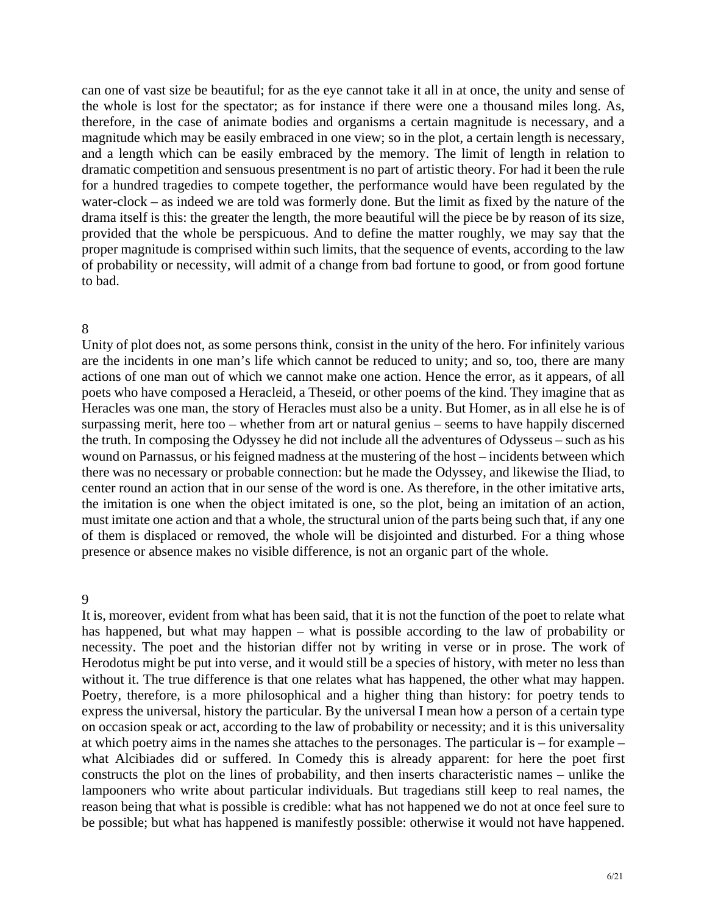can one of vast size be beautiful; for as the eye cannot take it all in at once, the unity and sense of the whole is lost for the spectator; as for instance if there were one a thousand miles long. As, therefore, in the case of animate bodies and organisms a certain magnitude is necessary, and a magnitude which may be easily embraced in one view; so in the plot, a certain length is necessary, and a length which can be easily embraced by the memory. The limit of length in relation to dramatic competition and sensuous presentment is no part of artistic theory. For had it been the rule for a hundred tragedies to compete together, the performance would have been regulated by the water-clock – as indeed we are told was formerly done. But the limit as fixed by the nature of the drama itself is this: the greater the length, the more beautiful will the piece be by reason of its size, provided that the whole be perspicuous. And to define the matter roughly, we may say that the proper magnitude is comprised within such limits, that the sequence of events, according to the law of probability or necessity, will admit of a change from bad fortune to good, or from good fortune to bad.

## 8

Unity of plot does not, as some persons think, consist in the unity of the hero. For infinitely various are the incidents in one man's life which cannot be reduced to unity; and so, too, there are many actions of one man out of which we cannot make one action. Hence the error, as it appears, of all poets who have composed a Heracleid, a Theseid, or other poems of the kind. They imagine that as Heracles was one man, the story of Heracles must also be a unity. But Homer, as in all else he is of surpassing merit, here too – whether from art or natural genius – seems to have happily discerned the truth. In composing the Odyssey he did not include all the adventures of Odysseus – such as his wound on Parnassus, or his feigned madness at the mustering of the host – incidents between which there was no necessary or probable connection: but he made the Odyssey, and likewise the Iliad, to center round an action that in our sense of the word is one. As therefore, in the other imitative arts, the imitation is one when the object imitated is one, so the plot, being an imitation of an action, must imitate one action and that a whole, the structural union of the parts being such that, if any one of them is displaced or removed, the whole will be disjointed and disturbed. For a thing whose presence or absence makes no visible difference, is not an organic part of the whole.

## 9

It is, moreover, evident from what has been said, that it is not the function of the poet to relate what has happened, but what may happen – what is possible according to the law of probability or necessity. The poet and the historian differ not by writing in verse or in prose. The work of Herodotus might be put into verse, and it would still be a species of history, with meter no less than without it. The true difference is that one relates what has happened, the other what may happen. Poetry, therefore, is a more philosophical and a higher thing than history: for poetry tends to express the universal, history the particular. By the universal I mean how a person of a certain type on occasion speak or act, according to the law of probability or necessity; and it is this universality at which poetry aims in the names she attaches to the personages. The particular is – for example – what Alcibiades did or suffered. In Comedy this is already apparent: for here the poet first constructs the plot on the lines of probability, and then inserts characteristic names – unlike the lampooners who write about particular individuals. But tragedians still keep to real names, the reason being that what is possible is credible: what has not happened we do not at once feel sure to be possible; but what has happened is manifestly possible: otherwise it would not have happened.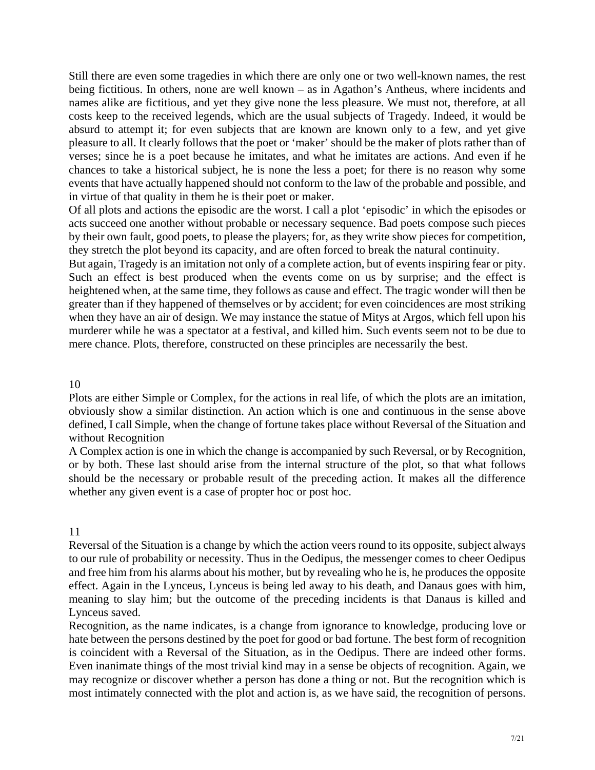Still there are even some tragedies in which there are only one or two well-known names, the rest being fictitious. In others, none are well known – as in Agathon's Antheus, where incidents and names alike are fictitious, and yet they give none the less pleasure. We must not, therefore, at all costs keep to the received legends, which are the usual subjects of Tragedy. Indeed, it would be absurd to attempt it; for even subjects that are known are known only to a few, and yet give pleasure to all. It clearly follows that the poet or 'maker' should be the maker of plots rather than of verses; since he is a poet because he imitates, and what he imitates are actions. And even if he chances to take a historical subject, he is none the less a poet; for there is no reason why some events that have actually happened should not conform to the law of the probable and possible, and in virtue of that quality in them he is their poet or maker.

Of all plots and actions the episodic are the worst. I call a plot 'episodic' in which the episodes or acts succeed one another without probable or necessary sequence. Bad poets compose such pieces by their own fault, good poets, to please the players; for, as they write show pieces for competition, they stretch the plot beyond its capacity, and are often forced to break the natural continuity.

But again, Tragedy is an imitation not only of a complete action, but of events inspiring fear or pity. Such an effect is best produced when the events come on us by surprise; and the effect is heightened when, at the same time, they follows as cause and effect. The tragic wonder will then be greater than if they happened of themselves or by accident; for even coincidences are most striking when they have an air of design. We may instance the statue of Mitys at Argos, which fell upon his murderer while he was a spectator at a festival, and killed him. Such events seem not to be due to mere chance. Plots, therefore, constructed on these principles are necessarily the best.

## 10

Plots are either Simple or Complex, for the actions in real life, of which the plots are an imitation, obviously show a similar distinction. An action which is one and continuous in the sense above defined, I call Simple, when the change of fortune takes place without Reversal of the Situation and without Recognition

A Complex action is one in which the change is accompanied by such Reversal, or by Recognition, or by both. These last should arise from the internal structure of the plot, so that what follows should be the necessary or probable result of the preceding action. It makes all the difference whether any given event is a case of propter hoc or post hoc.

## 11

Reversal of the Situation is a change by which the action veers round to its opposite, subject always to our rule of probability or necessity. Thus in the Oedipus, the messenger comes to cheer Oedipus and free him from his alarms about his mother, but by revealing who he is, he produces the opposite effect. Again in the Lynceus, Lynceus is being led away to his death, and Danaus goes with him, meaning to slay him; but the outcome of the preceding incidents is that Danaus is killed and Lynceus saved.

Recognition, as the name indicates, is a change from ignorance to knowledge, producing love or hate between the persons destined by the poet for good or bad fortune. The best form of recognition is coincident with a Reversal of the Situation, as in the Oedipus. There are indeed other forms. Even inanimate things of the most trivial kind may in a sense be objects of recognition. Again, we may recognize or discover whether a person has done a thing or not. But the recognition which is most intimately connected with the plot and action is, as we have said, the recognition of persons.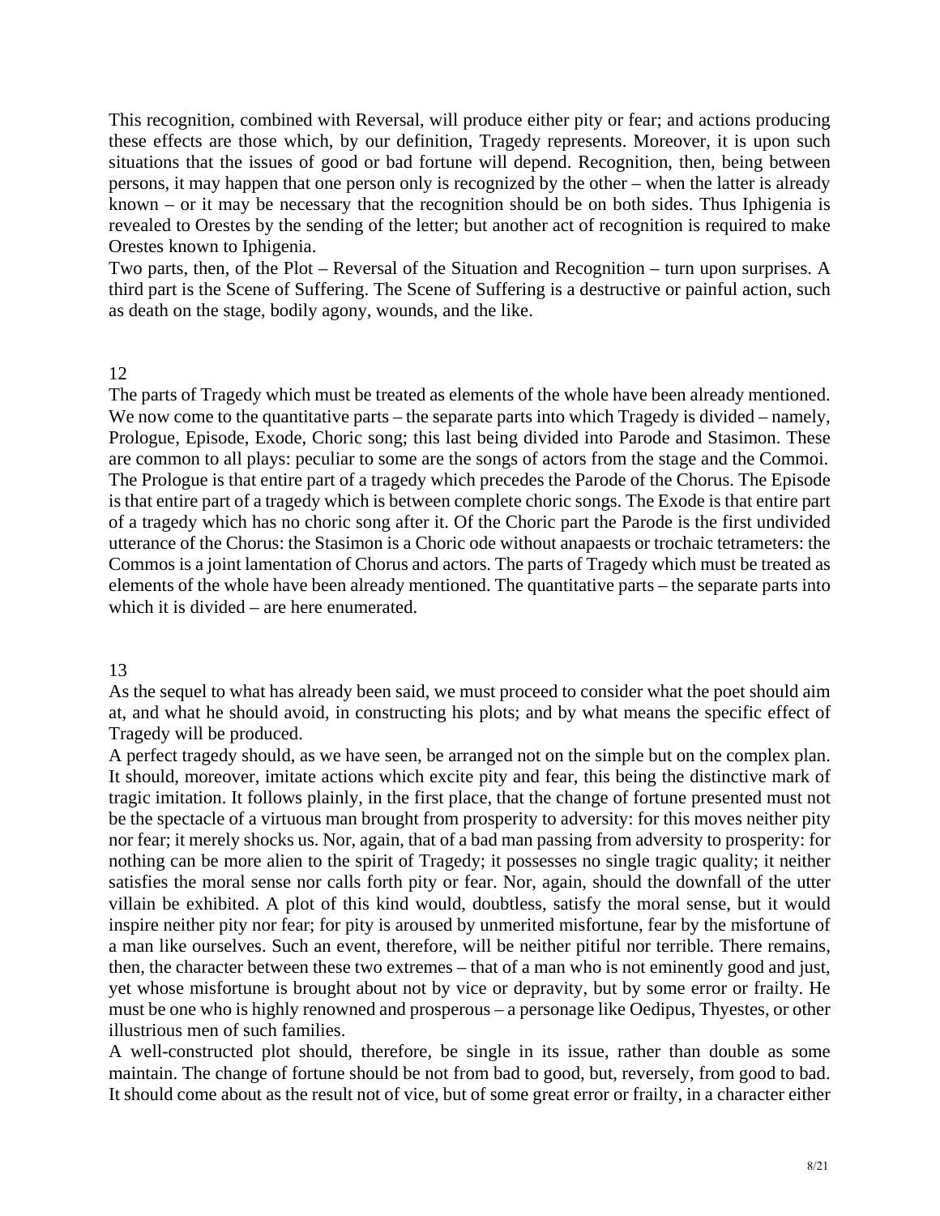This recognition, combined with Reversal, will produce either pity or fear; and actions producing these effects are those which, by our definition, Tragedy represents. Moreover, it is upon such situations that the issues of good or bad fortune will depend. Recognition, then, being between persons, it may happen that one person only is recognized by the other – when the latter is already known – or it may be necessary that the recognition should be on both sides. Thus Iphigenia is revealed to Orestes by the sending of the letter; but another act of recognition is required to make Orestes known to Iphigenia.

Two parts, then, of the Plot – Reversal of the Situation and Recognition – turn upon surprises. A third part is the Scene of Suffering. The Scene of Suffering is a destructive or painful action, such as death on the stage, bodily agony, wounds, and the like.

## 12

The parts of Tragedy which must be treated as elements of the whole have been already mentioned. We now come to the quantitative parts – the separate parts into which Tragedy is divided – namely, Prologue, Episode, Exode, Choric song; this last being divided into Parode and Stasimon. These are common to all plays: peculiar to some are the songs of actors from the stage and the Commoi. The Prologue is that entire part of a tragedy which precedes the Parode of the Chorus. The Episode is that entire part of a tragedy which is between complete choric songs. The Exode is that entire part of a tragedy which has no choric song after it. Of the Choric part the Parode is the first undivided utterance of the Chorus: the Stasimon is a Choric ode without anapaests or trochaic tetrameters: the Commos is a joint lamentation of Chorus and actors. The parts of Tragedy which must be treated as elements of the whole have been already mentioned. The quantitative parts – the separate parts into which it is divided – are here enumerated.

## 13

As the sequel to what has already been said, we must proceed to consider what the poet should aim at, and what he should avoid, in constructing his plots; and by what means the specific effect of Tragedy will be produced.

A perfect tragedy should, as we have seen, be arranged not on the simple but on the complex plan. It should, moreover, imitate actions which excite pity and fear, this being the distinctive mark of tragic imitation. It follows plainly, in the first place, that the change of fortune presented must not be the spectacle of a virtuous man brought from prosperity to adversity: for this moves neither pity nor fear; it merely shocks us. Nor, again, that of a bad man passing from adversity to prosperity: for nothing can be more alien to the spirit of Tragedy; it possesses no single tragic quality; it neither satisfies the moral sense nor calls forth pity or fear. Nor, again, should the downfall of the utter villain be exhibited. A plot of this kind would, doubtless, satisfy the moral sense, but it would inspire neither pity nor fear; for pity is aroused by unmerited misfortune, fear by the misfortune of a man like ourselves. Such an event, therefore, will be neither pitiful nor terrible. There remains, then, the character between these two extremes – that of a man who is not eminently good and just, yet whose misfortune is brought about not by vice or depravity, but by some error or frailty. He must be one who is highly renowned and prosperous – a personage like Oedipus, Thyestes, or other illustrious men of such families.

A well-constructed plot should, therefore, be single in its issue, rather than double as some maintain. The change of fortune should be not from bad to good, but, reversely, from good to bad. It should come about as the result not of vice, but of some great error or frailty, in a character either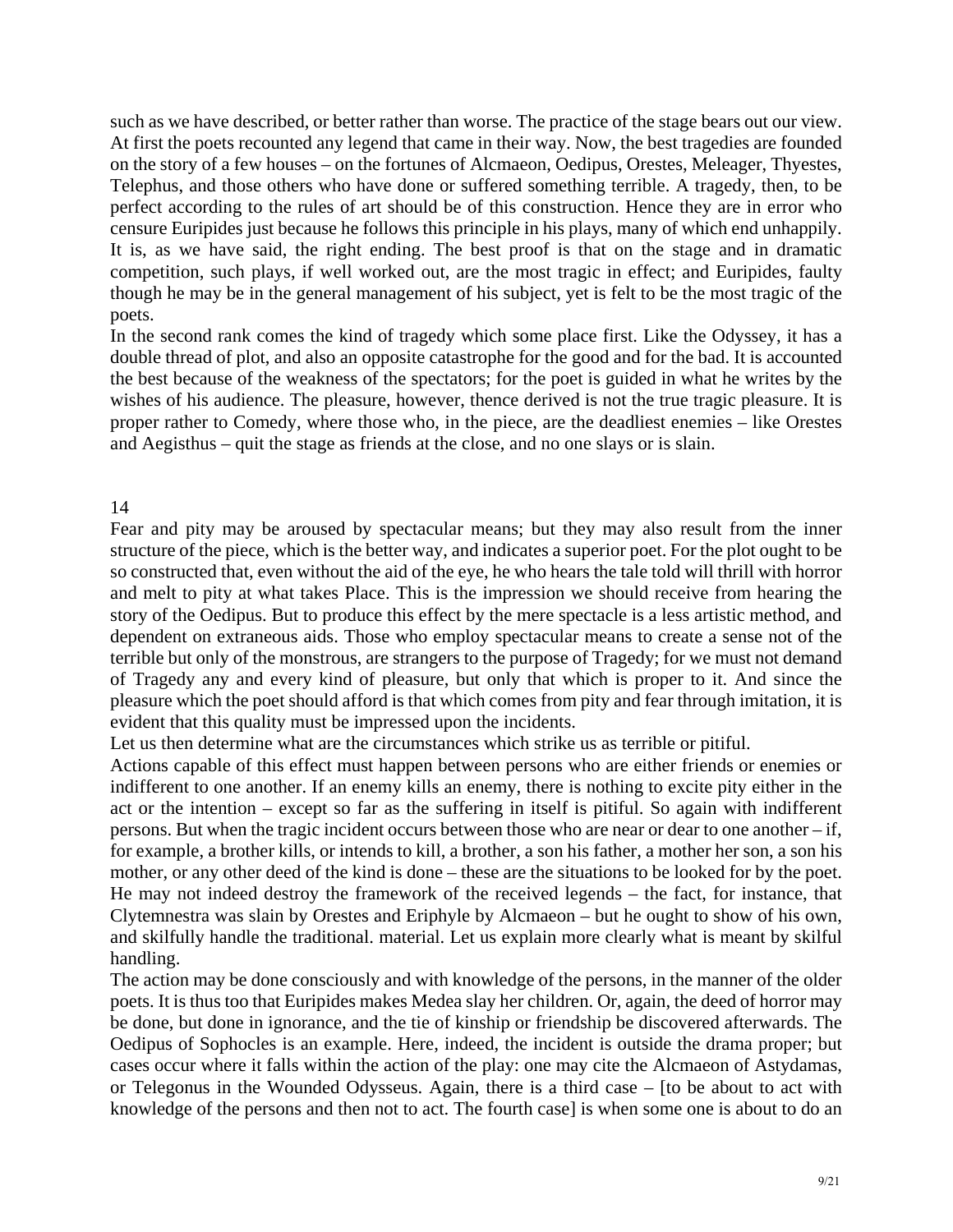such as we have described, or better rather than worse. The practice of the stage bears out our view. At first the poets recounted any legend that came in their way. Now, the best tragedies are founded on the story of a few houses – on the fortunes of Alcmaeon, Oedipus, Orestes, Meleager, Thyestes, Telephus, and those others who have done or suffered something terrible. A tragedy, then, to be perfect according to the rules of art should be of this construction. Hence they are in error who censure Euripides just because he follows this principle in his plays, many of which end unhappily. It is, as we have said, the right ending. The best proof is that on the stage and in dramatic competition, such plays, if well worked out, are the most tragic in effect; and Euripides, faulty though he may be in the general management of his subject, yet is felt to be the most tragic of the poets.

In the second rank comes the kind of tragedy which some place first. Like the Odyssey, it has a double thread of plot, and also an opposite catastrophe for the good and for the bad. It is accounted the best because of the weakness of the spectators; for the poet is guided in what he writes by the wishes of his audience. The pleasure, however, thence derived is not the true tragic pleasure. It is proper rather to Comedy, where those who, in the piece, are the deadliest enemies – like Orestes and Aegisthus – quit the stage as friends at the close, and no one slays or is slain.

## 14

Fear and pity may be aroused by spectacular means; but they may also result from the inner structure of the piece, which is the better way, and indicates a superior poet. For the plot ought to be so constructed that, even without the aid of the eye, he who hears the tale told will thrill with horror and melt to pity at what takes Place. This is the impression we should receive from hearing the story of the Oedipus. But to produce this effect by the mere spectacle is a less artistic method, and dependent on extraneous aids. Those who employ spectacular means to create a sense not of the terrible but only of the monstrous, are strangers to the purpose of Tragedy; for we must not demand of Tragedy any and every kind of pleasure, but only that which is proper to it. And since the pleasure which the poet should afford is that which comes from pity and fear through imitation, it is evident that this quality must be impressed upon the incidents.

Let us then determine what are the circumstances which strike us as terrible or pitiful.

Actions capable of this effect must happen between persons who are either friends or enemies or indifferent to one another. If an enemy kills an enemy, there is nothing to excite pity either in the act or the intention – except so far as the suffering in itself is pitiful. So again with indifferent persons. But when the tragic incident occurs between those who are near or dear to one another – if, for example, a brother kills, or intends to kill, a brother, a son his father, a mother her son, a son his mother, or any other deed of the kind is done – these are the situations to be looked for by the poet. He may not indeed destroy the framework of the received legends – the fact, for instance, that Clytemnestra was slain by Orestes and Eriphyle by Alcmaeon – but he ought to show of his own, and skilfully handle the traditional. material. Let us explain more clearly what is meant by skilful handling.

The action may be done consciously and with knowledge of the persons, in the manner of the older poets. It is thus too that Euripides makes Medea slay her children. Or, again, the deed of horror may be done, but done in ignorance, and the tie of kinship or friendship be discovered afterwards. The Oedipus of Sophocles is an example. Here, indeed, the incident is outside the drama proper; but cases occur where it falls within the action of the play: one may cite the Alcmaeon of Astydamas, or Telegonus in the Wounded Odysseus. Again, there is a third case – [to be about to act with knowledge of the persons and then not to act. The fourth case] is when some one is about to do an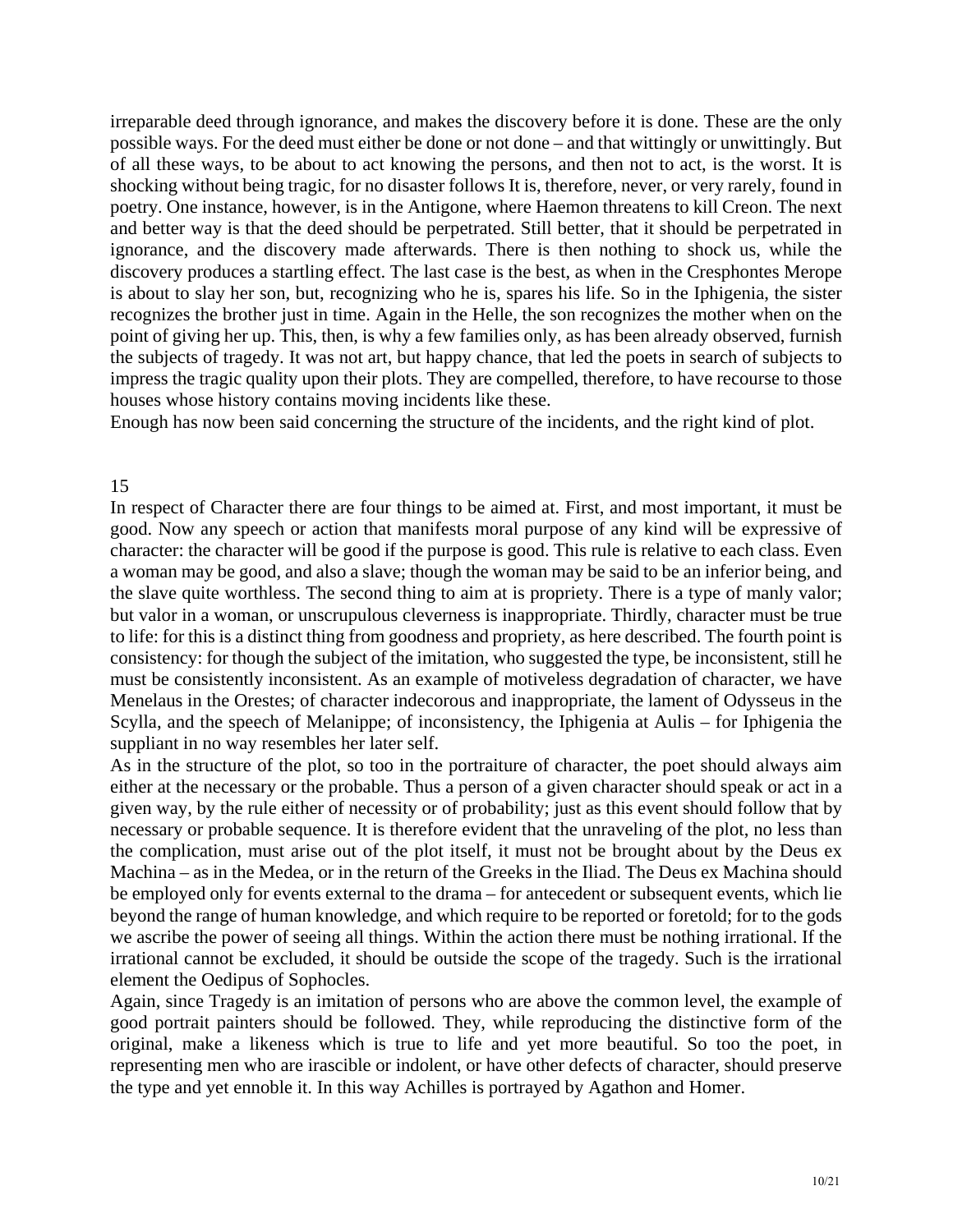irreparable deed through ignorance, and makes the discovery before it is done. These are the only possible ways. For the deed must either be done or not done – and that wittingly or unwittingly. But of all these ways, to be about to act knowing the persons, and then not to act, is the worst. It is shocking without being tragic, for no disaster follows It is, therefore, never, or very rarely, found in poetry. One instance, however, is in the Antigone, where Haemon threatens to kill Creon. The next and better way is that the deed should be perpetrated. Still better, that it should be perpetrated in ignorance, and the discovery made afterwards. There is then nothing to shock us, while the discovery produces a startling effect. The last case is the best, as when in the Cresphontes Merope is about to slay her son, but, recognizing who he is, spares his life. So in the Iphigenia, the sister recognizes the brother just in time. Again in the Helle, the son recognizes the mother when on the point of giving her up. This, then, is why a few families only, as has been already observed, furnish the subjects of tragedy. It was not art, but happy chance, that led the poets in search of subjects to impress the tragic quality upon their plots. They are compelled, therefore, to have recourse to those houses whose history contains moving incidents like these.

Enough has now been said concerning the structure of the incidents, and the right kind of plot.

## 15

In respect of Character there are four things to be aimed at. First, and most important, it must be good. Now any speech or action that manifests moral purpose of any kind will be expressive of character: the character will be good if the purpose is good. This rule is relative to each class. Even a woman may be good, and also a slave; though the woman may be said to be an inferior being, and the slave quite worthless. The second thing to aim at is propriety. There is a type of manly valor; but valor in a woman, or unscrupulous cleverness is inappropriate. Thirdly, character must be true to life: for this is a distinct thing from goodness and propriety, as here described. The fourth point is consistency: for though the subject of the imitation, who suggested the type, be inconsistent, still he must be consistently inconsistent. As an example of motiveless degradation of character, we have Menelaus in the Orestes; of character indecorous and inappropriate, the lament of Odysseus in the Scylla, and the speech of Melanippe; of inconsistency, the Iphigenia at Aulis – for Iphigenia the suppliant in no way resembles her later self.

As in the structure of the plot, so too in the portraiture of character, the poet should always aim either at the necessary or the probable. Thus a person of a given character should speak or act in a given way, by the rule either of necessity or of probability; just as this event should follow that by necessary or probable sequence. It is therefore evident that the unraveling of the plot, no less than the complication, must arise out of the plot itself, it must not be brought about by the Deus ex Machina – as in the Medea, or in the return of the Greeks in the Iliad. The Deus ex Machina should be employed only for events external to the drama – for antecedent or subsequent events, which lie beyond the range of human knowledge, and which require to be reported or foretold; for to the gods we ascribe the power of seeing all things. Within the action there must be nothing irrational. If the irrational cannot be excluded, it should be outside the scope of the tragedy. Such is the irrational element the Oedipus of Sophocles.

Again, since Tragedy is an imitation of persons who are above the common level, the example of good portrait painters should be followed. They, while reproducing the distinctive form of the original, make a likeness which is true to life and yet more beautiful. So too the poet, in representing men who are irascible or indolent, or have other defects of character, should preserve the type and yet ennoble it. In this way Achilles is portrayed by Agathon and Homer.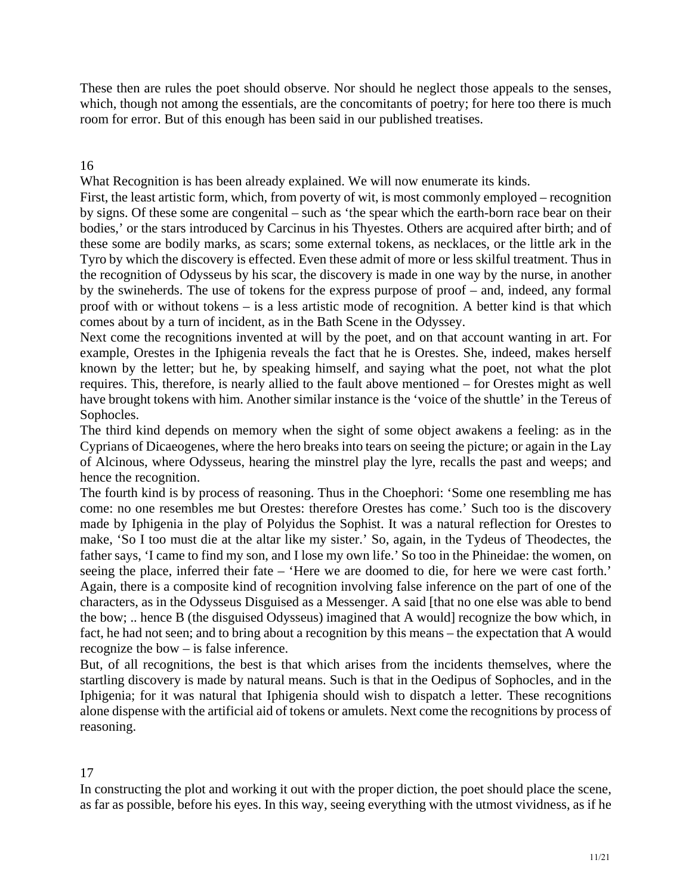These then are rules the poet should observe. Nor should he neglect those appeals to the senses, which, though not among the essentials, are the concomitants of poetry; for here too there is much room for error. But of this enough has been said in our published treatises.

## 16

What Recognition is has been already explained. We will now enumerate its kinds.

First, the least artistic form, which, from poverty of wit, is most commonly employed – recognition by signs. Of these some are congenital – such as 'the spear which the earth-born race bear on their bodies,' or the stars introduced by Carcinus in his Thyestes. Others are acquired after birth; and of these some are bodily marks, as scars; some external tokens, as necklaces, or the little ark in the Tyro by which the discovery is effected. Even these admit of more or less skilful treatment. Thus in the recognition of Odysseus by his scar, the discovery is made in one way by the nurse, in another by the swineherds. The use of tokens for the express purpose of proof – and, indeed, any formal proof with or without tokens – is a less artistic mode of recognition. A better kind is that which comes about by a turn of incident, as in the Bath Scene in the Odyssey.

Next come the recognitions invented at will by the poet, and on that account wanting in art. For example, Orestes in the Iphigenia reveals the fact that he is Orestes. She, indeed, makes herself known by the letter; but he, by speaking himself, and saying what the poet, not what the plot requires. This, therefore, is nearly allied to the fault above mentioned – for Orestes might as well have brought tokens with him. Another similar instance is the 'voice of the shuttle' in the Tereus of Sophocles.

The third kind depends on memory when the sight of some object awakens a feeling: as in the Cyprians of Dicaeogenes, where the hero breaks into tears on seeing the picture; or again in the Lay of Alcinous, where Odysseus, hearing the minstrel play the lyre, recalls the past and weeps; and hence the recognition.

The fourth kind is by process of reasoning. Thus in the Choephori: 'Some one resembling me has come: no one resembles me but Orestes: therefore Orestes has come.' Such too is the discovery made by Iphigenia in the play of Polyidus the Sophist. It was a natural reflection for Orestes to make, 'So I too must die at the altar like my sister.' So, again, in the Tydeus of Theodectes, the father says, 'I came to find my son, and I lose my own life.' So too in the Phineidae: the women, on seeing the place, inferred their fate – 'Here we are doomed to die, for here we were cast forth.' Again, there is a composite kind of recognition involving false inference on the part of one of the characters, as in the Odysseus Disguised as a Messenger. A said [that no one else was able to bend the bow; .. hence B (the disguised Odysseus) imagined that A would] recognize the bow which, in fact, he had not seen; and to bring about a recognition by this means – the expectation that A would recognize the bow – is false inference.

But, of all recognitions, the best is that which arises from the incidents themselves, where the startling discovery is made by natural means. Such is that in the Oedipus of Sophocles, and in the Iphigenia; for it was natural that Iphigenia should wish to dispatch a letter. These recognitions alone dispense with the artificial aid of tokens or amulets. Next come the recognitions by process of reasoning.

## 17

In constructing the plot and working it out with the proper diction, the poet should place the scene, as far as possible, before his eyes. In this way, seeing everything with the utmost vividness, as if he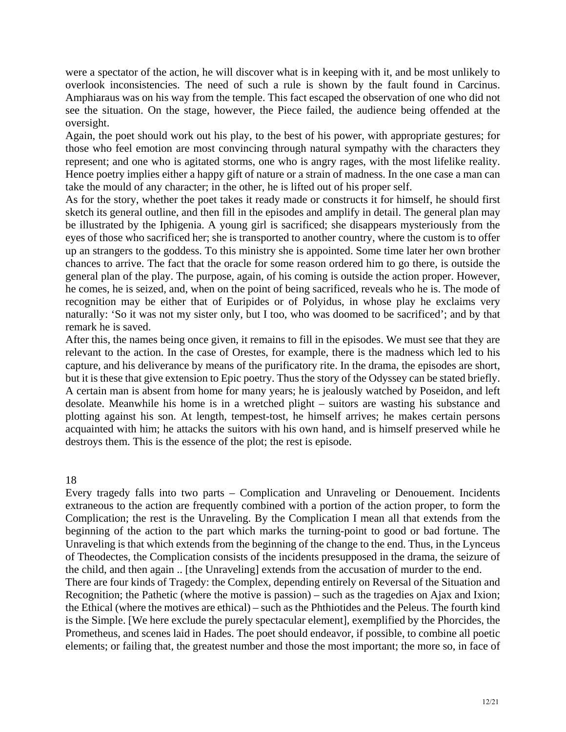were a spectator of the action, he will discover what is in keeping with it, and be most unlikely to overlook inconsistencies. The need of such a rule is shown by the fault found in Carcinus. Amphiaraus was on his way from the temple. This fact escaped the observation of one who did not see the situation. On the stage, however, the Piece failed, the audience being offended at the oversight.

Again, the poet should work out his play, to the best of his power, with appropriate gestures; for those who feel emotion are most convincing through natural sympathy with the characters they represent; and one who is agitated storms, one who is angry rages, with the most lifelike reality. Hence poetry implies either a happy gift of nature or a strain of madness. In the one case a man can take the mould of any character; in the other, he is lifted out of his proper self.

As for the story, whether the poet takes it ready made or constructs it for himself, he should first sketch its general outline, and then fill in the episodes and amplify in detail. The general plan may be illustrated by the Iphigenia. A young girl is sacrificed; she disappears mysteriously from the eyes of those who sacrificed her; she is transported to another country, where the custom is to offer up an strangers to the goddess. To this ministry she is appointed. Some time later her own brother chances to arrive. The fact that the oracle for some reason ordered him to go there, is outside the general plan of the play. The purpose, again, of his coming is outside the action proper. However, he comes, he is seized, and, when on the point of being sacrificed, reveals who he is. The mode of recognition may be either that of Euripides or of Polyidus, in whose play he exclaims very naturally: 'So it was not my sister only, but I too, who was doomed to be sacrificed'; and by that remark he is saved.

After this, the names being once given, it remains to fill in the episodes. We must see that they are relevant to the action. In the case of Orestes, for example, there is the madness which led to his capture, and his deliverance by means of the purificatory rite. In the drama, the episodes are short, but it is these that give extension to Epic poetry. Thus the story of the Odyssey can be stated briefly. A certain man is absent from home for many years; he is jealously watched by Poseidon, and left desolate. Meanwhile his home is in a wretched plight – suitors are wasting his substance and plotting against his son. At length, tempest-tost, he himself arrives; he makes certain persons acquainted with him; he attacks the suitors with his own hand, and is himself preserved while he destroys them. This is the essence of the plot; the rest is episode.

## 18

Every tragedy falls into two parts – Complication and Unraveling or Denouement. Incidents extraneous to the action are frequently combined with a portion of the action proper, to form the Complication; the rest is the Unraveling. By the Complication I mean all that extends from the beginning of the action to the part which marks the turning-point to good or bad fortune. The Unraveling is that which extends from the beginning of the change to the end. Thus, in the Lynceus of Theodectes, the Complication consists of the incidents presupposed in the drama, the seizure of the child, and then again .. [the Unraveling] extends from the accusation of murder to the end.

There are four kinds of Tragedy: the Complex, depending entirely on Reversal of the Situation and Recognition; the Pathetic (where the motive is passion) – such as the tragedies on Ajax and Ixion; the Ethical (where the motives are ethical) – such as the Phthiotides and the Peleus. The fourth kind is the Simple. [We here exclude the purely spectacular element], exemplified by the Phorcides, the Prometheus, and scenes laid in Hades. The poet should endeavor, if possible, to combine all poetic elements; or failing that, the greatest number and those the most important; the more so, in face of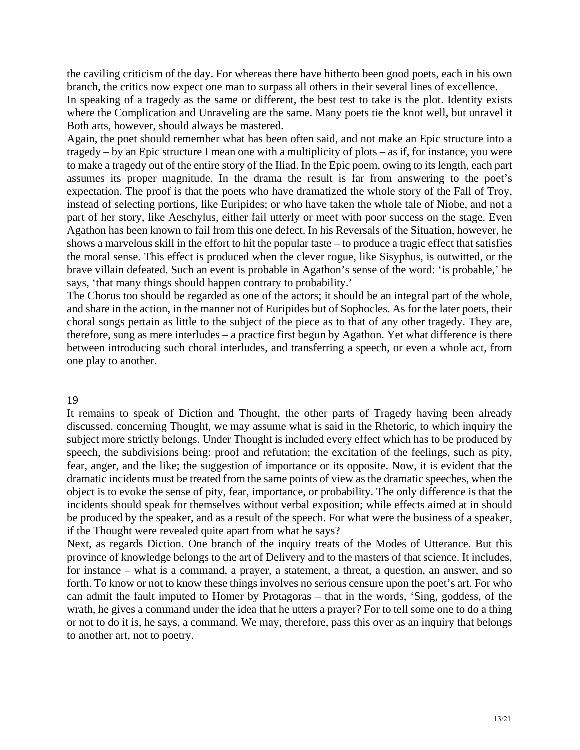the caviling criticism of the day. For whereas there have hitherto been good poets, each in his own branch, the critics now expect one man to surpass all others in their several lines of excellence.
In speaking of a tragedy as the same or different, the best test to take is the plot. Identity exists where the Complication and Unraveling are the same. Many poets tie the knot well, but unravel it Both arts, however, should always be mastered.
Again, the poet should remember what has been often said, and not make an Epic structure into a tragedy – by an Epic structure I mean one with a multiplicity of plots – as if, for instance, you were to make a tragedy out of the entire story of the Iliad. In the Epic poem, owing to its length, each part assumes its proper magnitude. In the drama the result is far from answering to the poet's expectation. The proof is that the poets who have dramatized the whole story of the Fall of Troy, instead of selecting portions, like Euripides; or who have taken the whole tale of Niobe, and not a part of her story, like Aeschylus, either fail utterly or meet with poor success on the stage. Even Agathon has been known to fail from this one defect. In his Reversals of the Situation, however, he shows a marvelous skill in the effort to hit the popular taste – to produce a tragic effect that satisfies the moral sense. This effect is produced when the clever rogue, like Sisyphus, is outwitted, or the brave villain defeated. Such an event is probable in Agathon's sense of the word: 'is probable,' he says, 'that many things should happen contrary to probability.'
The Chorus too should be regarded as one of the actors; it should be an integral part of the whole, and share in the action, in the manner not of Euripides but of Sophocles. As for the later poets, their choral songs pertain as little to the subject of the piece as to that of any other tragedy. They are, therefore, sung as mere interludes – a practice first begun by Agathon. Yet what difference is there between introducing such choral interludes, and transferring a speech, or even a whole act, from one play to another.

## 19

It remains to speak of Diction and Thought, the other parts of Tragedy having been already discussed. concerning Thought, we may assume what is said in the Rhetoric, to which inquiry the subject more strictly belongs. Under Thought is included every effect which has to be produced by speech, the subdivisions being: proof and refutation; the excitation of the feelings, such as pity, fear, anger, and the like; the suggestion of importance or its opposite. Now, it is evident that the dramatic incidents must be treated from the same points of view as the dramatic speeches, when the object is to evoke the sense of pity, fear, importance, or probability. The only difference is that the incidents should speak for themselves without verbal exposition; while effects aimed at in should be produced by the speaker, and as a result of the speech. For what were the business of a speaker, if the Thought were revealed quite apart from what he says?
Next, as regards Diction. One branch of the inquiry treats of the Modes of Utterance. But this province of knowledge belongs to the art of Delivery and to the masters of that science. It includes, for instance – what is a command, a prayer, a statement, a threat, a question, an answer, and so forth. To know or not to know these things involves no serious censure upon the poet's art. For who can admit the fault imputed to Homer by Protagoras – that in the words, 'Sing, goddess, of the wrath, he gives a command under the idea that he utters a prayer? For to tell some one to do a thing or not to do it is, he says, a command. We may, therefore, pass this over as an inquiry that belongs to another art, not to poetry.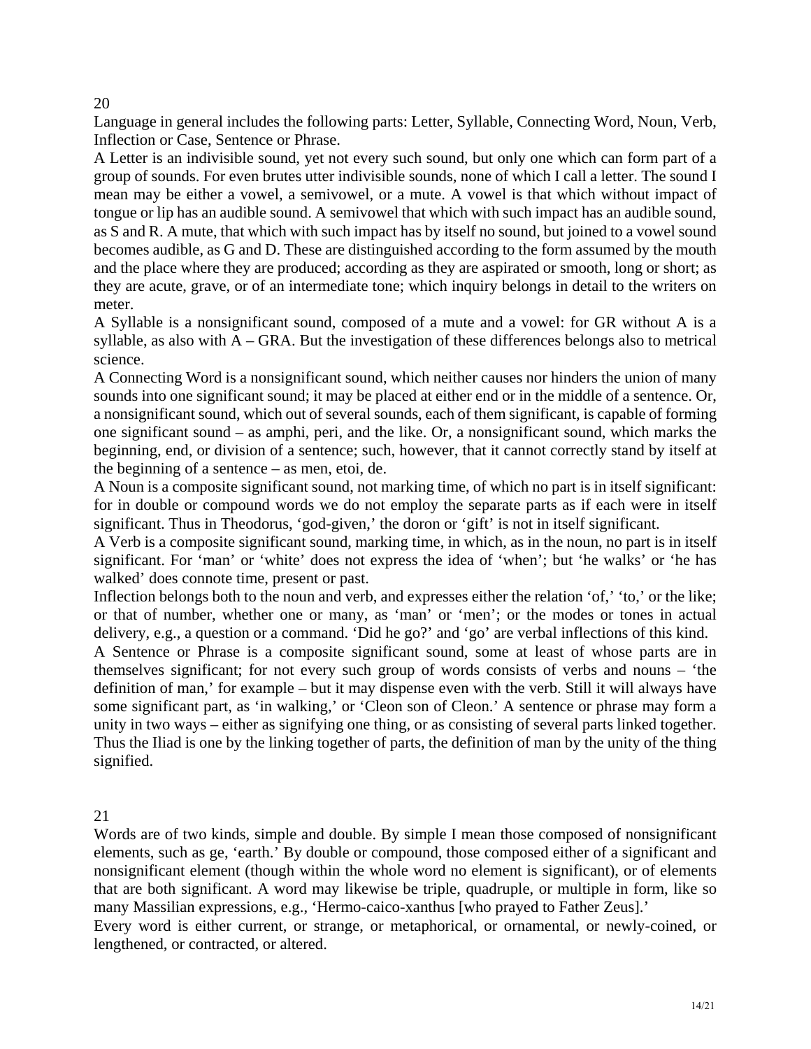20

Language in general includes the following parts: Letter, Syllable, Connecting Word, Noun, Verb, Inflection or Case, Sentence or Phrase.

A Letter is an indivisible sound, yet not every such sound, but only one which can form part of a group of sounds. For even brutes utter indivisible sounds, none of which I call a letter. The sound I mean may be either a vowel, a semivowel, or a mute. A vowel is that which without impact of tongue or lip has an audible sound. A semivowel that which with such impact has an audible sound, as S and R. A mute, that which with such impact has by itself no sound, but joined to a vowel sound becomes audible, as G and D. These are distinguished according to the form assumed by the mouth and the place where they are produced; according as they are aspirated or smooth, long or short; as they are acute, grave, or of an intermediate tone; which inquiry belongs in detail to the writers on meter.

A Syllable is a nonsignificant sound, composed of a mute and a vowel: for GR without A is a syllable, as also with A – GRA. But the investigation of these differences belongs also to metrical science.

A Connecting Word is a nonsignificant sound, which neither causes nor hinders the union of many sounds into one significant sound; it may be placed at either end or in the middle of a sentence. Or, a nonsignificant sound, which out of several sounds, each of them significant, is capable of forming one significant sound – as amphi, peri, and the like. Or, a nonsignificant sound, which marks the beginning, end, or division of a sentence; such, however, that it cannot correctly stand by itself at the beginning of a sentence – as men, etoi, de.

A Noun is a composite significant sound, not marking time, of which no part is in itself significant: for in double or compound words we do not employ the separate parts as if each were in itself significant. Thus in Theodorus, 'god-given,' the doron or 'gift' is not in itself significant.

A Verb is a composite significant sound, marking time, in which, as in the noun, no part is in itself significant. For 'man' or 'white' does not express the idea of 'when'; but 'he walks' or 'he has walked' does connote time, present or past.

Inflection belongs both to the noun and verb, and expresses either the relation 'of,' 'to,' or the like; or that of number, whether one or many, as 'man' or 'men'; or the modes or tones in actual delivery, e.g., a question or a command. 'Did he go?' and 'go' are verbal inflections of this kind.

A Sentence or Phrase is a composite significant sound, some at least of whose parts are in themselves significant; for not every such group of words consists of verbs and nouns – 'the definition of man,' for example – but it may dispense even with the verb. Still it will always have some significant part, as 'in walking,' or 'Cleon son of Cleon.' A sentence or phrase may form a unity in two ways – either as signifying one thing, or as consisting of several parts linked together. Thus the Iliad is one by the linking together of parts, the definition of man by the unity of the thing signified.

21

Words are of two kinds, simple and double. By simple I mean those composed of nonsignificant elements, such as ge, 'earth.' By double or compound, those composed either of a significant and nonsignificant element (though within the whole word no element is significant), or of elements that are both significant. A word may likewise be triple, quadruple, or multiple in form, like so many Massilian expressions, e.g., 'Hermo-caico-xanthus [who prayed to Father Zeus].'

Every word is either current, or strange, or metaphorical, or ornamental, or newly-coined, or lengthened, or contracted, or altered.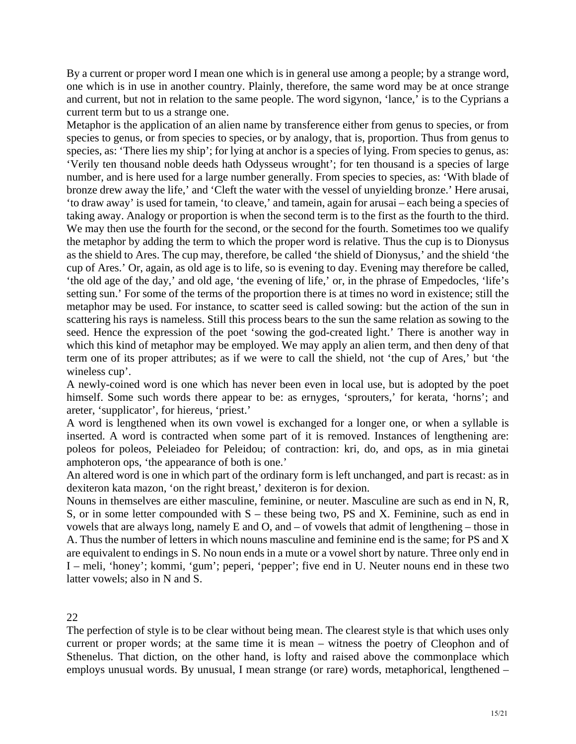By a current or proper word I mean one which is in general use among a people; by a strange word, one which is in use in another country. Plainly, therefore, the same word may be at once strange and current, but not in relation to the same people. The word sigynon, 'lance,' is to the Cyprians a current term but to us a strange one.

Metaphor is the application of an alien name by transference either from genus to species, or from species to genus, or from species to species, or by analogy, that is, proportion. Thus from genus to species, as: 'There lies my ship'; for lying at anchor is a species of lying. From species to genus, as: 'Verily ten thousand noble deeds hath Odysseus wrought'; for ten thousand is a species of large number, and is here used for a large number generally. From species to species, as: 'With blade of bronze drew away the life,' and 'Cleft the water with the vessel of unyielding bronze.' Here arusai, 'to draw away' is used for tamein, 'to cleave,' and tamein, again for arusai – each being a species of taking away. Analogy or proportion is when the second term is to the first as the fourth to the third. We may then use the fourth for the second, or the second for the fourth. Sometimes too we qualify the metaphor by adding the term to which the proper word is relative. Thus the cup is to Dionysus as the shield to Ares. The cup may, therefore, be called 'the shield of Dionysus,' and the shield 'the cup of Ares.' Or, again, as old age is to life, so is evening to day. Evening may therefore be called, 'the old age of the day,' and old age, 'the evening of life,' or, in the phrase of Empedocles, 'life's setting sun.' For some of the terms of the proportion there is at times no word in existence; still the metaphor may be used. For instance, to scatter seed is called sowing: but the action of the sun in scattering his rays is nameless. Still this process bears to the sun the same relation as sowing to the seed. Hence the expression of the poet 'sowing the god-created light.' There is another way in which this kind of metaphor may be employed. We may apply an alien term, and then deny of that term one of its proper attributes; as if we were to call the shield, not 'the cup of Ares,' but 'the wineless cup'.

A newly-coined word is one which has never been even in local use, but is adopted by the poet himself. Some such words there appear to be: as ernyges, 'sprouters,' for kerata, 'horns'; and areter, 'supplicator', for hiereus, 'priest.'

A word is lengthened when its own vowel is exchanged for a longer one, or when a syllable is inserted. A word is contracted when some part of it is removed. Instances of lengthening are: poleos for poleos, Peleiadeo for Peleidou; of contraction: kri, do, and ops, as in mia ginetai amphoteron ops, 'the appearance of both is one.'

An altered word is one in which part of the ordinary form is left unchanged, and part is recast: as in dexiteron kata mazon, 'on the right breast,' dexiteron is for dexion.

Nouns in themselves are either masculine, feminine, or neuter. Masculine are such as end in N, R, S, or in some letter compounded with S – these being two, PS and X. Feminine, such as end in vowels that are always long, namely E and O, and – of vowels that admit of lengthening – those in A. Thus the number of letters in which nouns masculine and feminine end is the same; for PS and X are equivalent to endings in S. No noun ends in a mute or a vowel short by nature. Three only end in I – meli, 'honey'; kommi, 'gum'; peperi, 'pepper'; five end in U. Neuter nouns end in these two latter vowels; also in N and S.

## 22

The perfection of style is to be clear without being mean. The clearest style is that which uses only current or proper words; at the same time it is mean – witness the poetry of Cleophon and of Sthenelus. That diction, on the other hand, is lofty and raised above the commonplace which employs unusual words. By unusual, I mean strange (or rare) words, metaphorical, lengthened –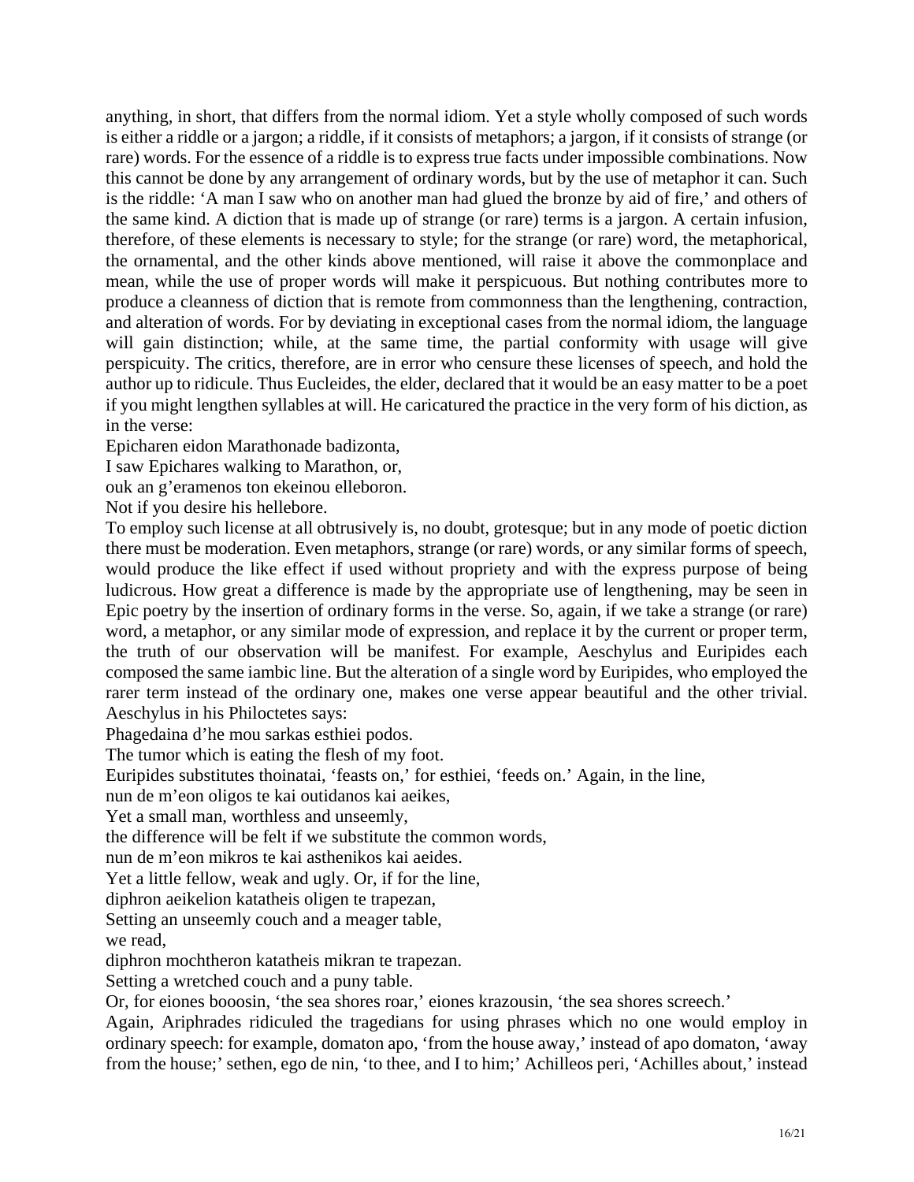anything, in short, that differs from the normal idiom. Yet a style wholly composed of such words is either a riddle or a jargon; a riddle, if it consists of metaphors; a jargon, if it consists of strange (or rare) words. For the essence of a riddle is to express true facts under impossible combinations. Now this cannot be done by any arrangement of ordinary words, but by the use of metaphor it can. Such is the riddle: 'A man I saw who on another man had glued the bronze by aid of fire,' and others of the same kind. A diction that is made up of strange (or rare) terms is a jargon. A certain infusion, therefore, of these elements is necessary to style; for the strange (or rare) word, the metaphorical, the ornamental, and the other kinds above mentioned, will raise it above the commonplace and mean, while the use of proper words will make it perspicuous. But nothing contributes more to produce a cleanness of diction that is remote from commonness than the lengthening, contraction, and alteration of words. For by deviating in exceptional cases from the normal idiom, the language will gain distinction; while, at the same time, the partial conformity with usage will give perspicuity. The critics, therefore, are in error who censure these licenses of speech, and hold the author up to ridicule. Thus Eucleides, the elder, declared that it would be an easy matter to be a poet if you might lengthen syllables at will. He caricatured the practice in the very form of his diction, as in the verse:

Epicharen eidon Marathonade badizonta,

I saw Epichares walking to Marathon, or,

ouk an g'eramenos ton ekeinou elleboron.

Not if you desire his hellebore.

To employ such license at all obtrusively is, no doubt, grotesque; but in any mode of poetic diction there must be moderation. Even metaphors, strange (or rare) words, or any similar forms of speech, would produce the like effect if used without propriety and with the express purpose of being ludicrous. How great a difference is made by the appropriate use of lengthening, may be seen in Epic poetry by the insertion of ordinary forms in the verse. So, again, if we take a strange (or rare) word, a metaphor, or any similar mode of expression, and replace it by the current or proper term, the truth of our observation will be manifest. For example, Aeschylus and Euripides each composed the same iambic line. But the alteration of a single word by Euripides, who employed the rarer term instead of the ordinary one, makes one verse appear beautiful and the other trivial. Aeschylus in his Philoctetes says:

Phagedaina d'he mou sarkas esthiei podos.

The tumor which is eating the flesh of my foot.

Euripides substitutes thoinatai, 'feasts on,' for esthiei, 'feeds on.' Again, in the line,

nun de m'eon oligos te kai outidanos kai aeikes,

Yet a small man, worthless and unseemly,

the difference will be felt if we substitute the common words,

nun de m'eon mikros te kai asthenikos kai aeides.

Yet a little fellow, weak and ugly. Or, if for the line,

diphron aeikelion katatheis oligen te trapezan,

Setting an unseemly couch and a meager table,

we read,

diphron mochtheron katatheis mikran te trapezan.

Setting a wretched couch and a puny table.

Or, for eiones booosin, 'the sea shores roar,' eiones krazousin, 'the sea shores screech.'

Again, Ariphrades ridiculed the tragedians for using phrases which no one would employ in ordinary speech: for example, domaton apo, 'from the house away,' instead of apo domaton, 'away from the house;' sethen, ego de nin, 'to thee, and I to him;' Achilleos peri, 'Achilles about,' instead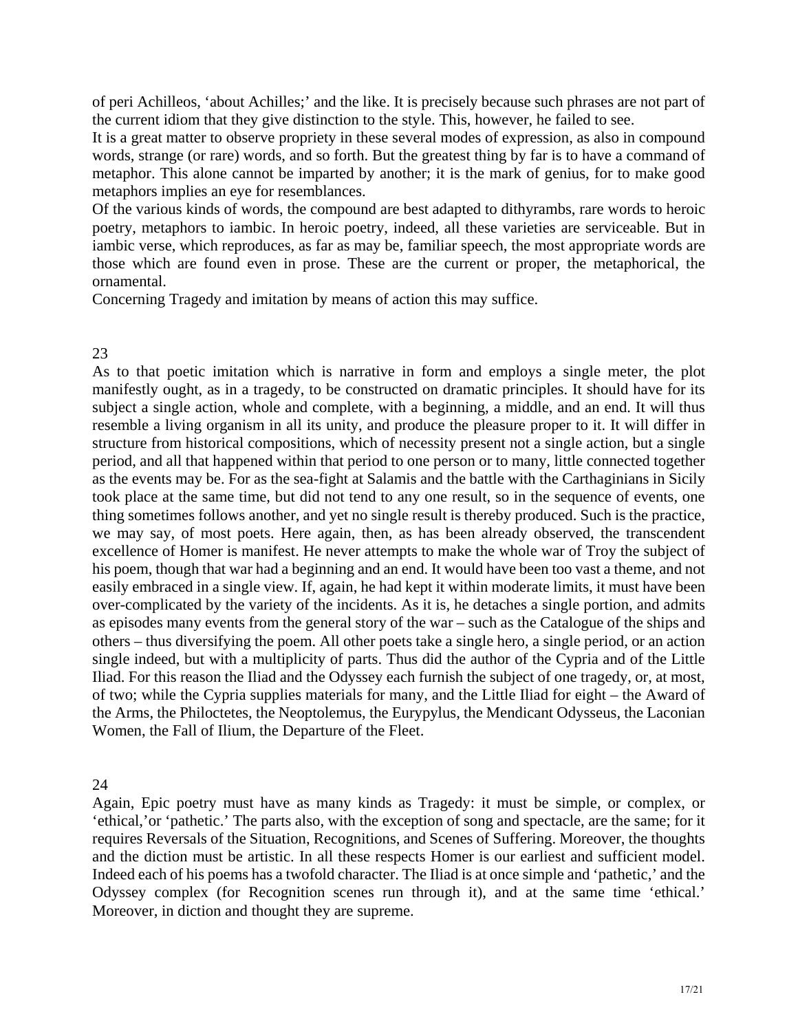of peri Achilleos, 'about Achilles;' and the like. It is precisely because such phrases are not part of the current idiom that they give distinction to the style. This, however, he failed to see.

It is a great matter to observe propriety in these several modes of expression, as also in compound words, strange (or rare) words, and so forth. But the greatest thing by far is to have a command of metaphor. This alone cannot be imparted by another; it is the mark of genius, for to make good metaphors implies an eye for resemblances.

Of the various kinds of words, the compound are best adapted to dithyrambs, rare words to heroic poetry, metaphors to iambic. In heroic poetry, indeed, all these varieties are serviceable. But in iambic verse, which reproduces, as far as may be, familiar speech, the most appropriate words are those which are found even in prose. These are the current or proper, the metaphorical, the ornamental.

Concerning Tragedy and imitation by means of action this may suffice.

## 23

As to that poetic imitation which is narrative in form and employs a single meter, the plot manifestly ought, as in a tragedy, to be constructed on dramatic principles. It should have for its subject a single action, whole and complete, with a beginning, a middle, and an end. It will thus resemble a living organism in all its unity, and produce the pleasure proper to it. It will differ in structure from historical compositions, which of necessity present not a single action, but a single period, and all that happened within that period to one person or to many, little connected together as the events may be. For as the sea-fight at Salamis and the battle with the Carthaginians in Sicily took place at the same time, but did not tend to any one result, so in the sequence of events, one thing sometimes follows another, and yet no single result is thereby produced. Such is the practice, we may say, of most poets. Here again, then, as has been already observed, the transcendent excellence of Homer is manifest. He never attempts to make the whole war of Troy the subject of his poem, though that war had a beginning and an end. It would have been too vast a theme, and not easily embraced in a single view. If, again, he had kept it within moderate limits, it must have been over-complicated by the variety of the incidents. As it is, he detaches a single portion, and admits as episodes many events from the general story of the war – such as the Catalogue of the ships and others – thus diversifying the poem. All other poets take a single hero, a single period, or an action single indeed, but with a multiplicity of parts. Thus did the author of the Cypria and of the Little Iliad. For this reason the Iliad and the Odyssey each furnish the subject of one tragedy, or, at most, of two; while the Cypria supplies materials for many, and the Little Iliad for eight – the Award of the Arms, the Philoctetes, the Neoptolemus, the Eurypylus, the Mendicant Odysseus, the Laconian Women, the Fall of Ilium, the Departure of the Fleet.

## 24

Again, Epic poetry must have as many kinds as Tragedy: it must be simple, or complex, or 'ethical,'or 'pathetic.' The parts also, with the exception of song and spectacle, are the same; for it requires Reversals of the Situation, Recognitions, and Scenes of Suffering. Moreover, the thoughts and the diction must be artistic. In all these respects Homer is our earliest and sufficient model. Indeed each of his poems has a twofold character. The Iliad is at once simple and 'pathetic,' and the Odyssey complex (for Recognition scenes run through it), and at the same time 'ethical.' Moreover, in diction and thought they are supreme.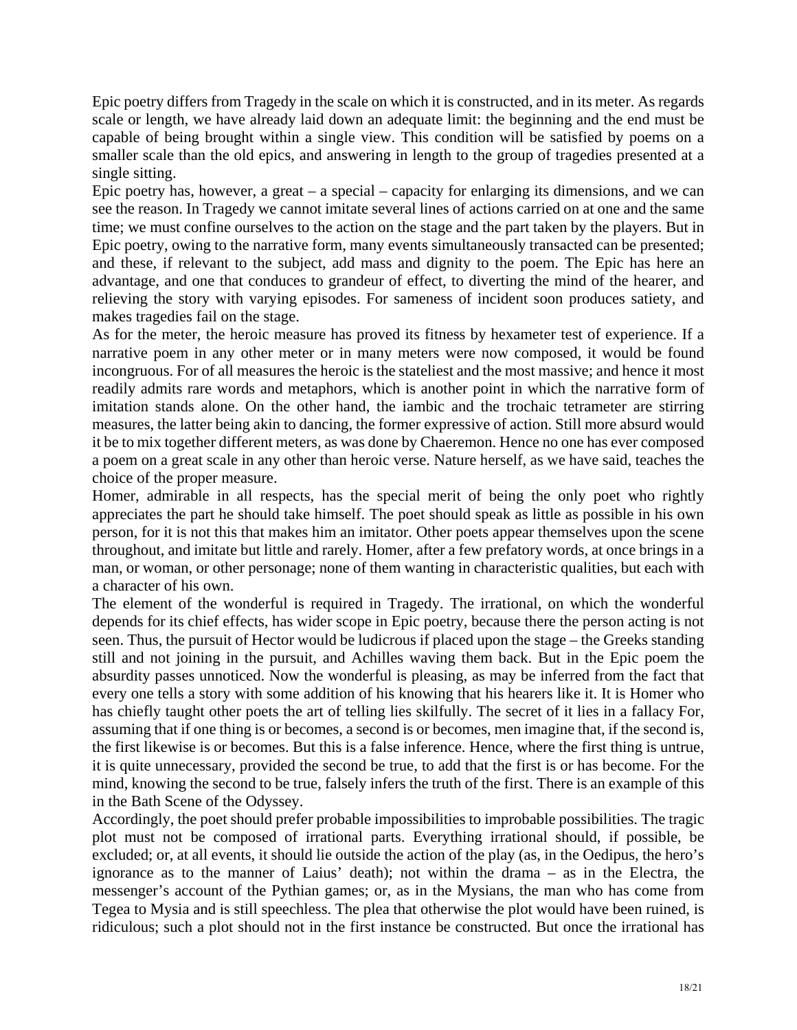Epic poetry differs from Tragedy in the scale on which it is constructed, and in its meter. As regards scale or length, we have already laid down an adequate limit: the beginning and the end must be capable of being brought within a single view. This condition will be satisfied by poems on a smaller scale than the old epics, and answering in length to the group of tragedies presented at a single sitting.

Epic poetry has, however, a great – a special – capacity for enlarging its dimensions, and we can see the reason. In Tragedy we cannot imitate several lines of actions carried on at one and the same time; we must confine ourselves to the action on the stage and the part taken by the players. But in Epic poetry, owing to the narrative form, many events simultaneously transacted can be presented; and these, if relevant to the subject, add mass and dignity to the poem. The Epic has here an advantage, and one that conduces to grandeur of effect, to diverting the mind of the hearer, and relieving the story with varying episodes. For sameness of incident soon produces satiety, and makes tragedies fail on the stage.

As for the meter, the heroic measure has proved its fitness by hexameter test of experience. If a narrative poem in any other meter or in many meters were now composed, it would be found incongruous. For of all measures the heroic is the stateliest and the most massive; and hence it most readily admits rare words and metaphors, which is another point in which the narrative form of imitation stands alone. On the other hand, the iambic and the trochaic tetrameter are stirring measures, the latter being akin to dancing, the former expressive of action. Still more absurd would it be to mix together different meters, as was done by Chaeremon. Hence no one has ever composed a poem on a great scale in any other than heroic verse. Nature herself, as we have said, teaches the choice of the proper measure.

Homer, admirable in all respects, has the special merit of being the only poet who rightly appreciates the part he should take himself. The poet should speak as little as possible in his own person, for it is not this that makes him an imitator. Other poets appear themselves upon the scene throughout, and imitate but little and rarely. Homer, after a few prefatory words, at once brings in a man, or woman, or other personage; none of them wanting in characteristic qualities, but each with a character of his own.

The element of the wonderful is required in Tragedy. The irrational, on which the wonderful depends for its chief effects, has wider scope in Epic poetry, because there the person acting is not seen. Thus, the pursuit of Hector would be ludicrous if placed upon the stage – the Greeks standing still and not joining in the pursuit, and Achilles waving them back. But in the Epic poem the absurdity passes unnoticed. Now the wonderful is pleasing, as may be inferred from the fact that every one tells a story with some addition of his knowing that his hearers like it. It is Homer who has chiefly taught other poets the art of telling lies skilfully. The secret of it lies in a fallacy For, assuming that if one thing is or becomes, a second is or becomes, men imagine that, if the second is, the first likewise is or becomes. But this is a false inference. Hence, where the first thing is untrue, it is quite unnecessary, provided the second be true, to add that the first is or has become. For the mind, knowing the second to be true, falsely infers the truth of the first. There is an example of this in the Bath Scene of the Odyssey.

Accordingly, the poet should prefer probable impossibilities to improbable possibilities. The tragic plot must not be composed of irrational parts. Everything irrational should, if possible, be excluded; or, at all events, it should lie outside the action of the play (as, in the Oedipus, the hero's ignorance as to the manner of Laius' death); not within the drama – as in the Electra, the messenger's account of the Pythian games; or, as in the Mysians, the man who has come from Tegea to Mysia and is still speechless. The plea that otherwise the plot would have been ruined, is ridiculous; such a plot should not in the first instance be constructed. But once the irrational has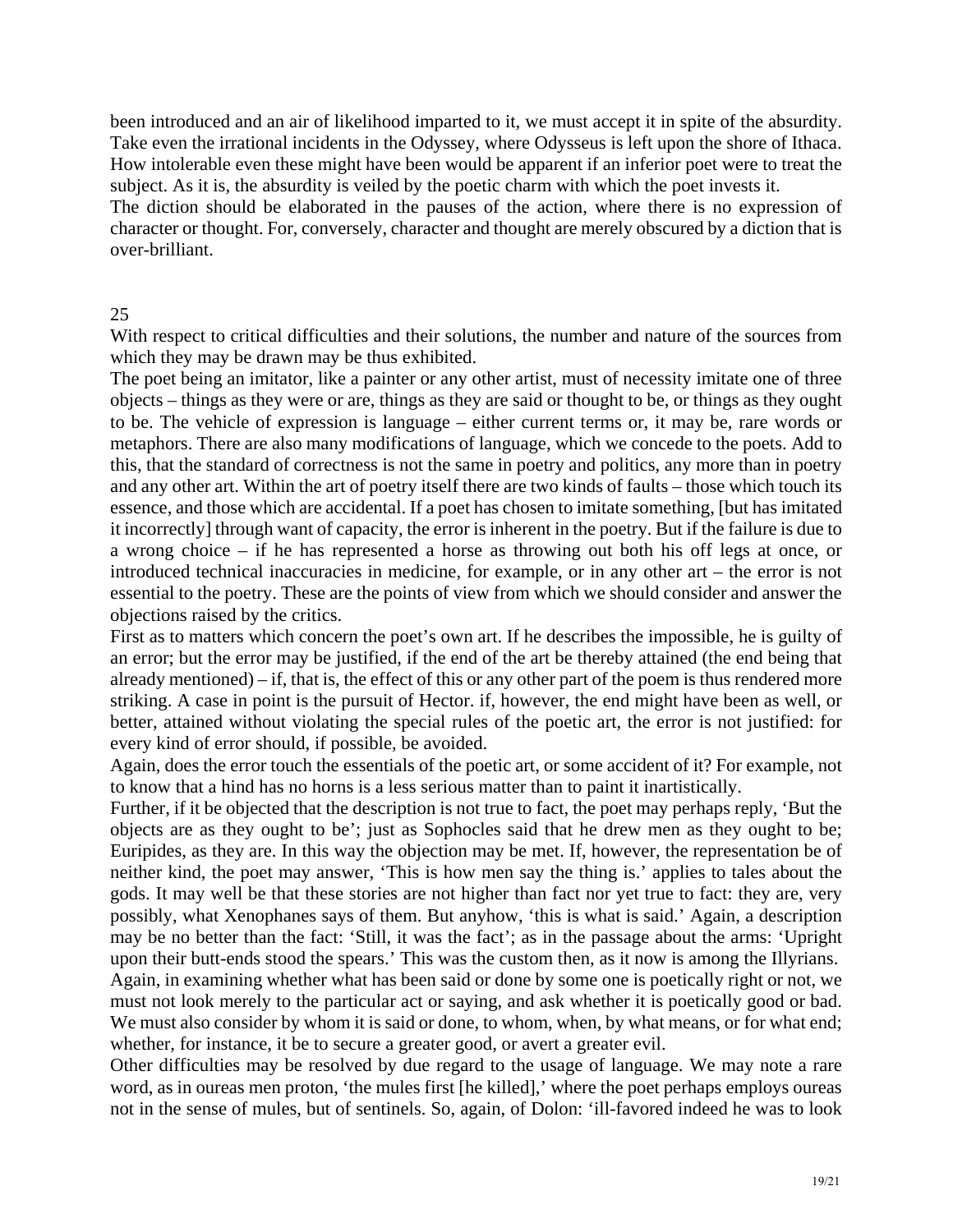been introduced and an air of likelihood imparted to it, we must accept it in spite of the absurdity. Take even the irrational incidents in the Odyssey, where Odysseus is left upon the shore of Ithaca. How intolerable even these might have been would be apparent if an inferior poet were to treat the subject. As it is, the absurdity is veiled by the poetic charm with which the poet invests it.

The diction should be elaborated in the pauses of the action, where there is no expression of character or thought. For, conversely, character and thought are merely obscured by a diction that is over-brilliant.

## 25

With respect to critical difficulties and their solutions, the number and nature of the sources from which they may be drawn may be thus exhibited.

The poet being an imitator, like a painter or any other artist, must of necessity imitate one of three objects – things as they were or are, things as they are said or thought to be, or things as they ought to be. The vehicle of expression is language – either current terms or, it may be, rare words or metaphors. There are also many modifications of language, which we concede to the poets. Add to this, that the standard of correctness is not the same in poetry and politics, any more than in poetry and any other art. Within the art of poetry itself there are two kinds of faults – those which touch its essence, and those which are accidental. If a poet has chosen to imitate something, [but has imitated it incorrectly] through want of capacity, the error is inherent in the poetry. But if the failure is due to a wrong choice – if he has represented a horse as throwing out both his off legs at once, or introduced technical inaccuracies in medicine, for example, or in any other art – the error is not essential to the poetry. These are the points of view from which we should consider and answer the objections raised by the critics.

First as to matters which concern the poet's own art. If he describes the impossible, he is guilty of an error; but the error may be justified, if the end of the art be thereby attained (the end being that already mentioned) – if, that is, the effect of this or any other part of the poem is thus rendered more striking. A case in point is the pursuit of Hector. if, however, the end might have been as well, or better, attained without violating the special rules of the poetic art, the error is not justified: for every kind of error should, if possible, be avoided.

Again, does the error touch the essentials of the poetic art, or some accident of it? For example, not to know that a hind has no horns is a less serious matter than to paint it inartistically.

Further, if it be objected that the description is not true to fact, the poet may perhaps reply, 'But the objects are as they ought to be'; just as Sophocles said that he drew men as they ought to be; Euripides, as they are. In this way the objection may be met. If, however, the representation be of neither kind, the poet may answer, 'This is how men say the thing is.' applies to tales about the gods. It may well be that these stories are not higher than fact nor yet true to fact: they are, very possibly, what Xenophanes says of them. But anyhow, 'this is what is said.' Again, a description may be no better than the fact: 'Still, it was the fact'; as in the passage about the arms: 'Upright upon their butt-ends stood the spears.' This was the custom then, as it now is among the Illyrians.

Again, in examining whether what has been said or done by some one is poetically right or not, we must not look merely to the particular act or saying, and ask whether it is poetically good or bad. We must also consider by whom it is said or done, to whom, when, by what means, or for what end; whether, for instance, it be to secure a greater good, or avert a greater evil.

Other difficulties may be resolved by due regard to the usage of language. We may note a rare word, as in oureas men proton, 'the mules first [he killed],' where the poet perhaps employs oureas not in the sense of mules, but of sentinels. So, again, of Dolon: 'ill-favored indeed he was to look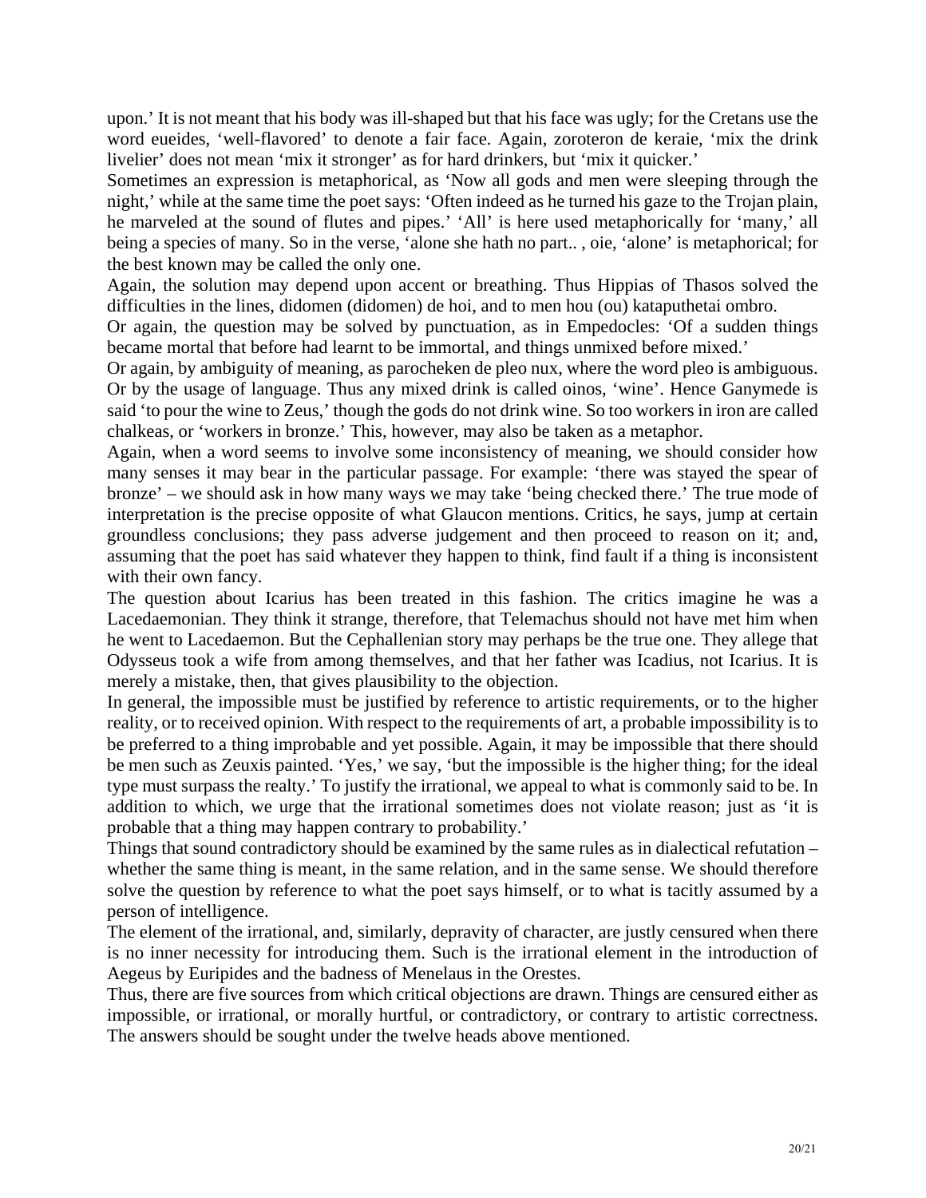upon.' It is not meant that his body was ill-shaped but that his face was ugly; for the Cretans use the word eueides, 'well-flavored' to denote a fair face. Again, zoroteron de keraie, 'mix the drink livelier' does not mean 'mix it stronger' as for hard drinkers, but 'mix it quicker.'

Sometimes an expression is metaphorical, as 'Now all gods and men were sleeping through the night,' while at the same time the poet says: 'Often indeed as he turned his gaze to the Trojan plain, he marveled at the sound of flutes and pipes.' 'All' is here used metaphorically for 'many,' all being a species of many. So in the verse, 'alone she hath no part.. , oie, 'alone' is metaphorical; for the best known may be called the only one.

Again, the solution may depend upon accent or breathing. Thus Hippias of Thasos solved the difficulties in the lines, didomen (didomen) de hoi, and to men hou (ou) kataputhetai ombro.

Or again, the question may be solved by punctuation, as in Empedocles: 'Of a sudden things became mortal that before had learnt to be immortal, and things unmixed before mixed.'

Or again, by ambiguity of meaning, as parocheken de pleo nux, where the word pleo is ambiguous. Or by the usage of language. Thus any mixed drink is called oinos, 'wine'. Hence Ganymede is said 'to pour the wine to Zeus,' though the gods do not drink wine. So too workers in iron are called chalkeas, or 'workers in bronze.' This, however, may also be taken as a metaphor.

Again, when a word seems to involve some inconsistency of meaning, we should consider how many senses it may bear in the particular passage. For example: 'there was stayed the spear of bronze' – we should ask in how many ways we may take 'being checked there.' The true mode of interpretation is the precise opposite of what Glaucon mentions. Critics, he says, jump at certain groundless conclusions; they pass adverse judgement and then proceed to reason on it; and, assuming that the poet has said whatever they happen to think, find fault if a thing is inconsistent with their own fancy.

The question about Icarius has been treated in this fashion. The critics imagine he was a Lacedaemonian. They think it strange, therefore, that Telemachus should not have met him when he went to Lacedaemon. But the Cephallenian story may perhaps be the true one. They allege that Odysseus took a wife from among themselves, and that her father was Icadius, not Icarius. It is merely a mistake, then, that gives plausibility to the objection.

In general, the impossible must be justified by reference to artistic requirements, or to the higher reality, or to received opinion. With respect to the requirements of art, a probable impossibility is to be preferred to a thing improbable and yet possible. Again, it may be impossible that there should be men such as Zeuxis painted. 'Yes,' we say, 'but the impossible is the higher thing; for the ideal type must surpass the realty.' To justify the irrational, we appeal to what is commonly said to be. In addition to which, we urge that the irrational sometimes does not violate reason; just as 'it is probable that a thing may happen contrary to probability.'

Things that sound contradictory should be examined by the same rules as in dialectical refutation – whether the same thing is meant, in the same relation, and in the same sense. We should therefore solve the question by reference to what the poet says himself, or to what is tacitly assumed by a person of intelligence.

The element of the irrational, and, similarly, depravity of character, are justly censured when there is no inner necessity for introducing them. Such is the irrational element in the introduction of Aegeus by Euripides and the badness of Menelaus in the Orestes.

Thus, there are five sources from which critical objections are drawn. Things are censured either as impossible, or irrational, or morally hurtful, or contradictory, or contrary to artistic correctness. The answers should be sought under the twelve heads above mentioned.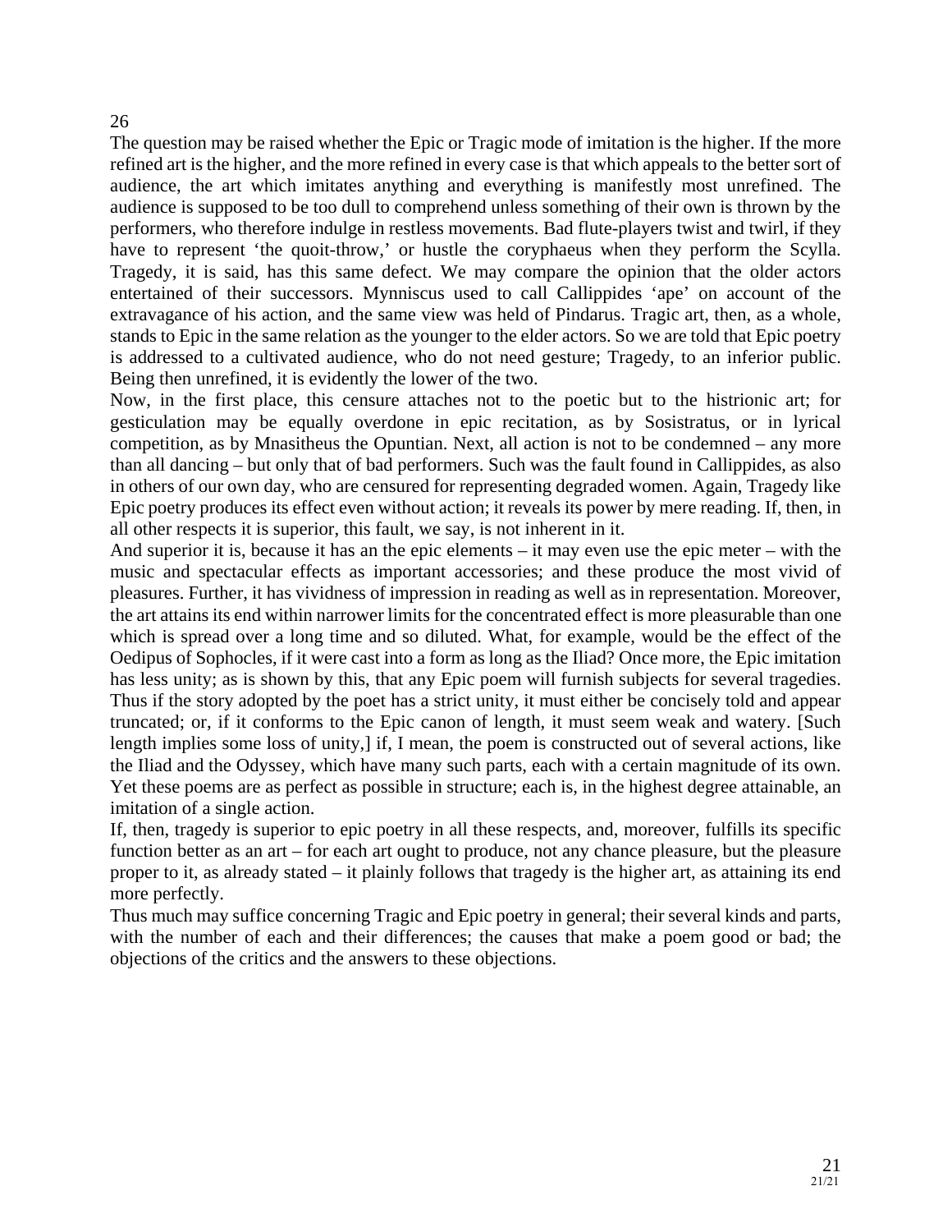## 26

The question may be raised whether the Epic or Tragic mode of imitation is the higher. If the more refined art is the higher, and the more refined in every case is that which appeals to the better sort of audience, the art which imitates anything and everything is manifestly most unrefined. The audience is supposed to be too dull to comprehend unless something of their own is thrown by the performers, who therefore indulge in restless movements. Bad flute-players twist and twirl, if they have to represent 'the quoit-throw,' or hustle the coryphaeus when they perform the Scylla. Tragedy, it is said, has this same defect. We may compare the opinion that the older actors entertained of their successors. Mynniscus used to call Callippides 'ape' on account of the extravagance of his action, and the same view was held of Pindarus. Tragic art, then, as a whole, stands to Epic in the same relation as the younger to the elder actors. So we are told that Epic poetry is addressed to a cultivated audience, who do not need gesture; Tragedy, to an inferior public. Being then unrefined, it is evidently the lower of the two.

Now, in the first place, this censure attaches not to the poetic but to the histrionic art; for gesticulation may be equally overdone in epic recitation, as by Sosistratus, or in lyrical competition, as by Mnasitheus the Opuntian. Next, all action is not to be condemned – any more than all dancing – but only that of bad performers. Such was the fault found in Callippides, as also in others of our own day, who are censured for representing degraded women. Again, Tragedy like Epic poetry produces its effect even without action; it reveals its power by mere reading. If, then, in all other respects it is superior, this fault, we say, is not inherent in it.

And superior it is, because it has an the epic elements – it may even use the epic meter – with the music and spectacular effects as important accessories; and these produce the most vivid of pleasures. Further, it has vividness of impression in reading as well as in representation. Moreover, the art attains its end within narrower limits for the concentrated effect is more pleasurable than one which is spread over a long time and so diluted. What, for example, would be the effect of the Oedipus of Sophocles, if it were cast into a form as long as the Iliad? Once more, the Epic imitation has less unity; as is shown by this, that any Epic poem will furnish subjects for several tragedies. Thus if the story adopted by the poet has a strict unity, it must either be concisely told and appear truncated; or, if it conforms to the Epic canon of length, it must seem weak and watery. [Such length implies some loss of unity,] if, I mean, the poem is constructed out of several actions, like the Iliad and the Odyssey, which have many such parts, each with a certain magnitude of its own. Yet these poems are as perfect as possible in structure; each is, in the highest degree attainable, an imitation of a single action.

If, then, tragedy is superior to epic poetry in all these respects, and, moreover, fulfills its specific function better as an art – for each art ought to produce, not any chance pleasure, but the pleasure proper to it, as already stated – it plainly follows that tragedy is the higher art, as attaining its end more perfectly.

Thus much may suffice concerning Tragic and Epic poetry in general; their several kinds and parts, with the number of each and their differences; the causes that make a poem good or bad; the objections of the critics and the answers to these objections.